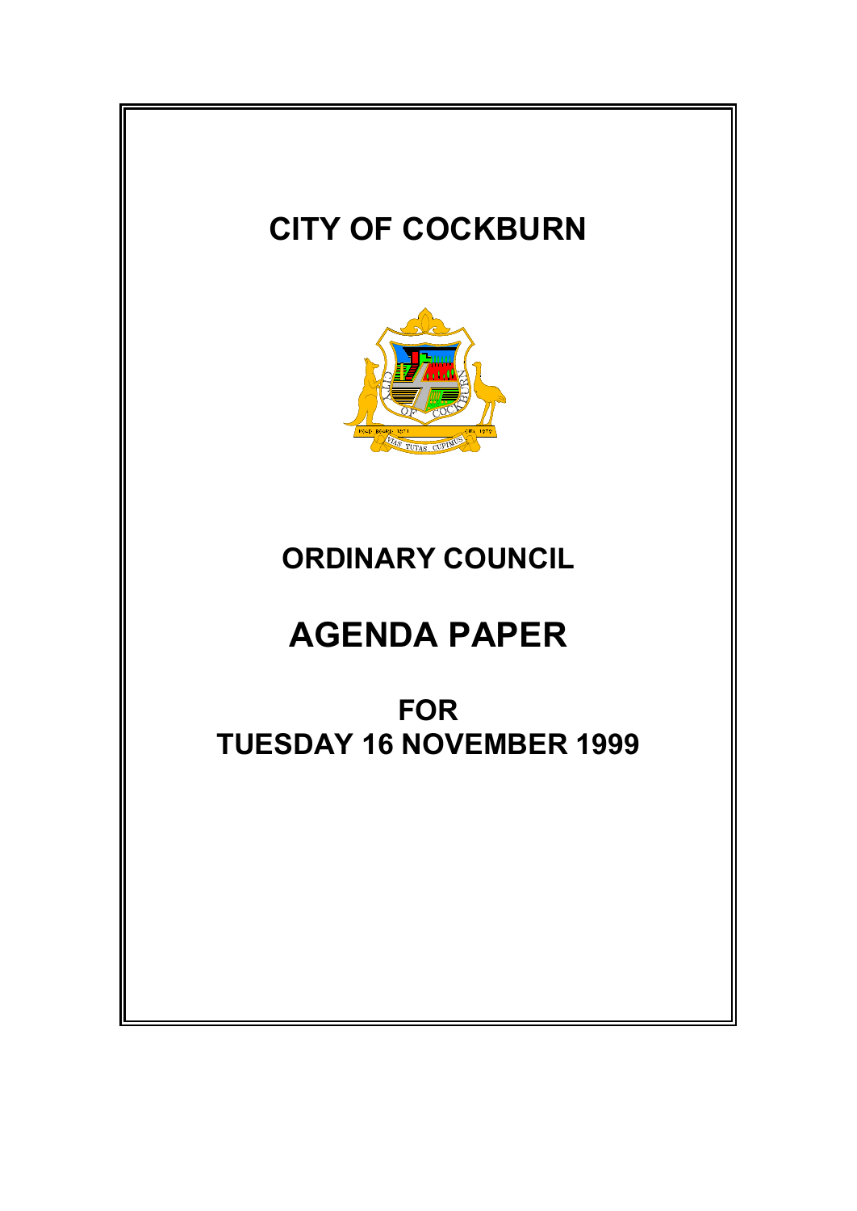# CITY OF COCKBURN

## ORDINARY COUNCIL

# AGENDA PAPER

## FOR
## TUESDAY 16 NOVEMBER 1999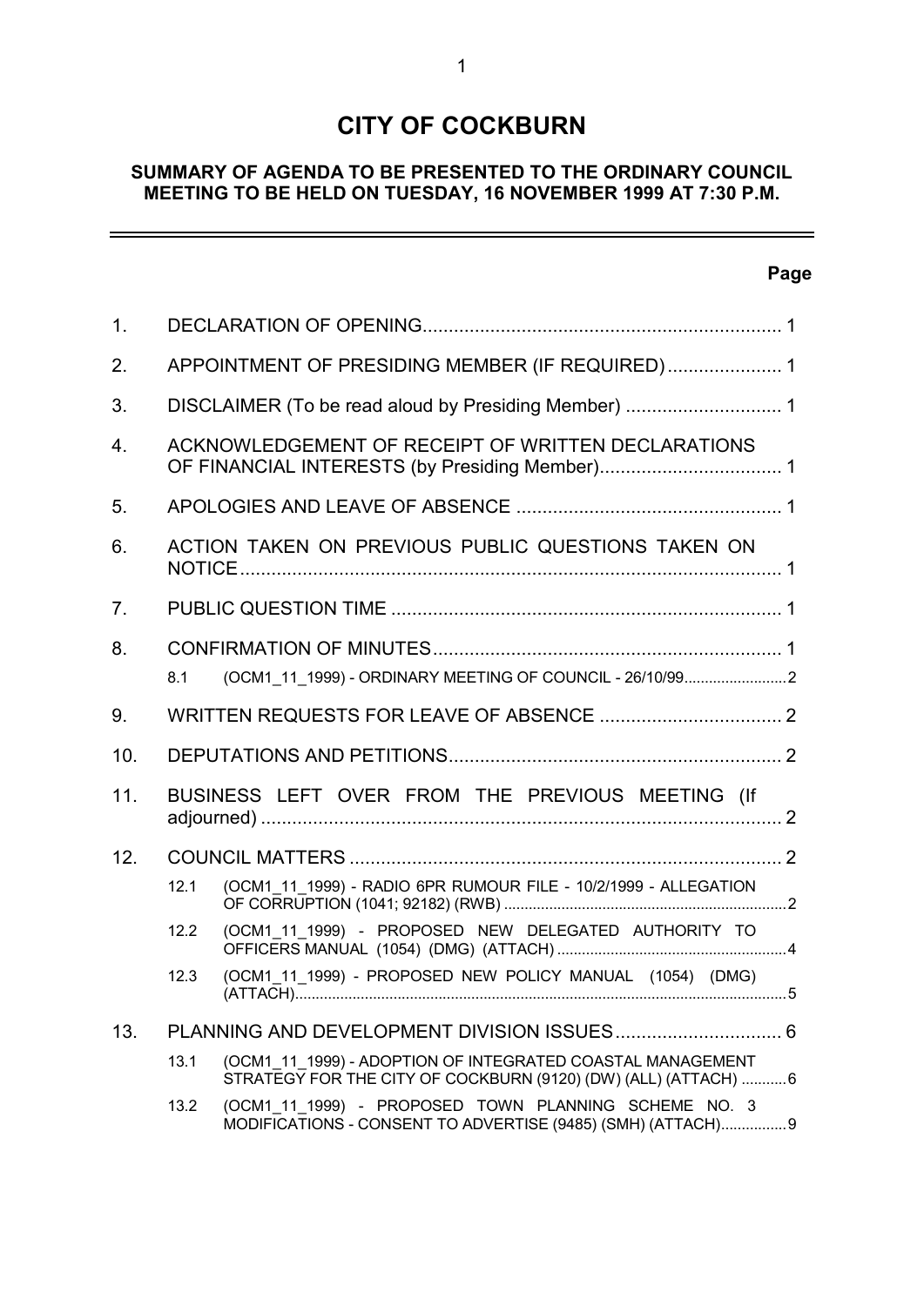# CITY OF COCKBURN

## SUMMARY OF AGENDA TO BE PRESENTED TO THE ORDINARY COUNCIL MEETING TO BE HELD ON TUESDAY, 16 NOVEMBER 1999 AT 7:30 P.M.

---

**Page**

| | | |
|---|---|---|
| 1. | DECLARATION OF OPENING | 1 |
| 2. | APPOINTMENT OF PRESIDING MEMBER (IF REQUIRED) | 1 |
| 3. | DISCLAIMER (To be read aloud by Presiding Member) | 1 |
| 4. | ACKNOWLEDGEMENT OF RECEIPT OF WRITTEN DECLARATIONS OF FINANCIAL INTERESTS (by Presiding Member) | 1 |
| 5. | APOLOGIES AND LEAVE OF ABSENCE | 1 |
| 6. | ACTION TAKEN ON PREVIOUS PUBLIC QUESTIONS TAKEN ON NOTICE | 1 |
| 7. | PUBLIC QUESTION TIME | 1 |
| 8. | CONFIRMATION OF MINUTES | 1 |
| 8.1 | (OCM1_11_1999) - ORDINARY MEETING OF COUNCIL - 26/10/99 | 2 |
| 9. | WRITTEN REQUESTS FOR LEAVE OF ABSENCE | 2 |
| 10. | DEPUTATIONS AND PETITIONS | 2 |
| 11. | BUSINESS LEFT OVER FROM THE PREVIOUS MEETING (If adjourned) | 2 |
| 12. | COUNCIL MATTERS | 2 |
| 12.1 | (OCM1_11_1999) - RADIO 6PR RUMOUR FILE - 10/2/1999 - ALLEGATION OF CORRUPTION (1041; 92182) (RWB) | 2 |
| 12.2 | (OCM1_11_1999) - PROPOSED NEW DELEGATED AUTHORITY TO OFFICERS MANUAL (1054) (DMG) (ATTACH) | 4 |
| 12.3 | (OCM1_11_1999) - PROPOSED NEW POLICY MANUAL (1054) (DMG) (ATTACH) | 5 |
| 13. | PLANNING AND DEVELOPMENT DIVISION ISSUES | 6 |
| 13.1 | (OCM1_11_1999) - ADOPTION OF INTEGRATED COASTAL MANAGEMENT STRATEGY FOR THE CITY OF COCKBURN (9120) (DW) (ALL) (ATTACH) | 6 |
| 13.2 | (OCM1_11_1999) - PROPOSED TOWN PLANNING SCHEME NO. 3 MODIFICATIONS - CONSENT TO ADVERTISE (9485) (SMH) (ATTACH) | 9 |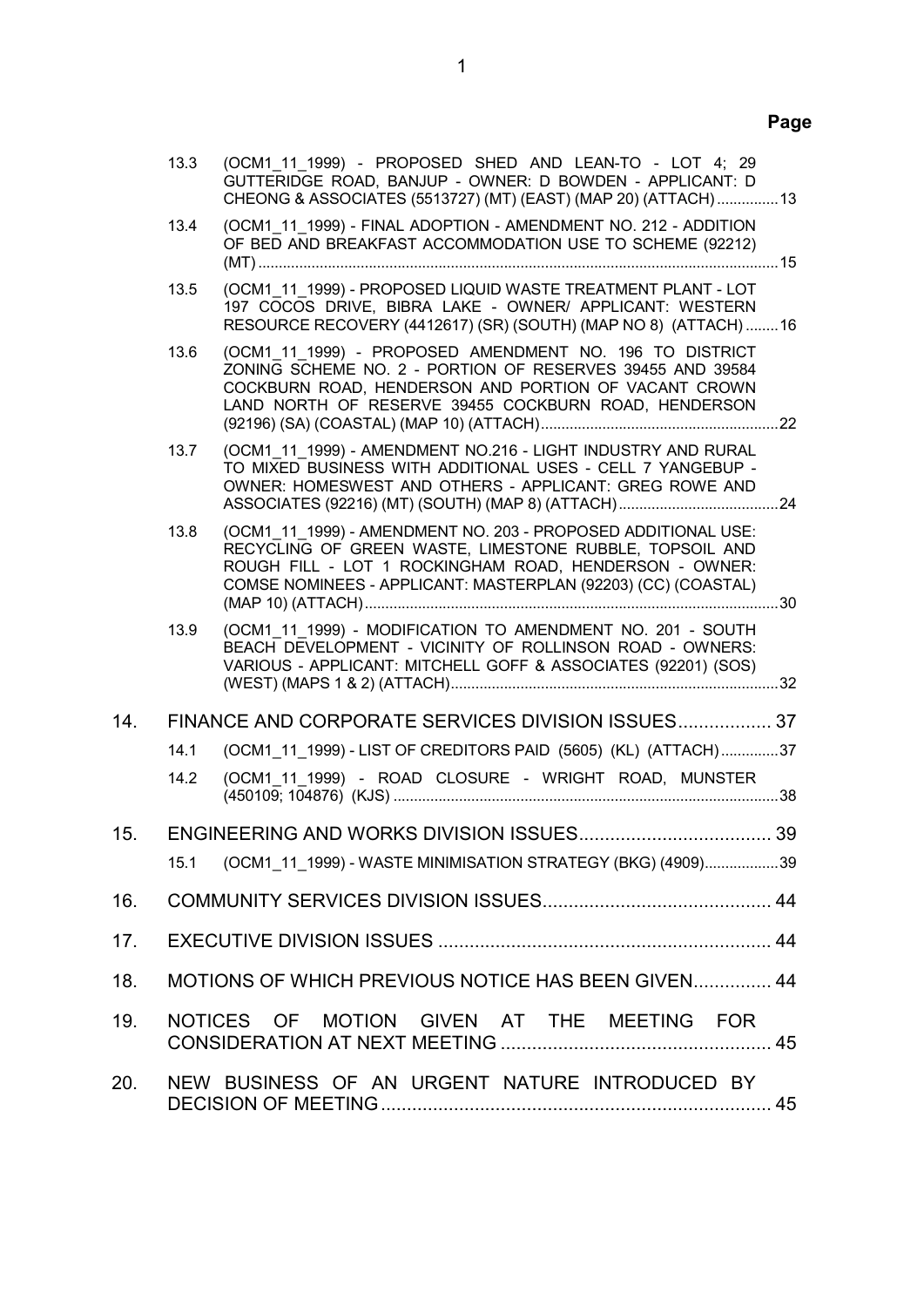**Page**

13.3 (OCM1_11_1999) - PROPOSED SHED AND LEAN-TO - LOT 4; 29 GUTTERIDGE ROAD, BANJUP - OWNER: D BOWDEN - APPLICANT: D CHEONG & ASSOCIATES (5513727) (MT) (EAST) (MAP 20) (ATTACH) ............... 13

13.4 (OCM1_11_1999) - FINAL ADOPTION - AMENDMENT NO. 212 - ADDITION OF BED AND BREAKFAST ACCOMMODATION USE TO SCHEME (92212) (MT) ............... 15

13.5 (OCM1_11_1999) - PROPOSED LIQUID WASTE TREATMENT PLANT - LOT 197 COCOS DRIVE, BIBRA LAKE - OWNER/ APPLICANT: WESTERN RESOURCE RECOVERY (4412617) (SR) (SOUTH) (MAP NO 8) (ATTACH) ........ 16

13.6 (OCM1_11_1999) - PROPOSED AMENDMENT NO. 196 TO DISTRICT ZONING SCHEME NO. 2 - PORTION OF RESERVES 39455 AND 39584 COCKBURN ROAD, HENDERSON AND PORTION OF VACANT CROWN LAND NORTH OF RESERVE 39455 COCKBURN ROAD, HENDERSON (92196) (SA) (COASTAL) (MAP 10) (ATTACH) ............... 22

13.7 (OCM1_11_1999) - AMENDMENT NO.216 - LIGHT INDUSTRY AND RURAL TO MIXED BUSINESS WITH ADDITIONAL USES - CELL 7 YANGEBUP - OWNER: HOMESWEST AND OTHERS - APPLICANT: GREG ROWE AND ASSOCIATES (92216) (MT) (SOUTH) (MAP 8) (ATTACH) ............... 24

13.8 (OCM1_11_1999) - AMENDMENT NO. 203 - PROPOSED ADDITIONAL USE: RECYCLING OF GREEN WASTE, LIMESTONE RUBBLE, TOPSOIL AND ROUGH FILL - LOT 1 ROCKINGHAM ROAD, HENDERSON - OWNER: COMSE NOMINEES - APPLICANT: MASTERPLAN (92203) (CC) (COASTAL) (MAP 10) (ATTACH) ............... 30

13.9 (OCM1_11_1999) - MODIFICATION TO AMENDMENT NO. 201 - SOUTH BEACH DEVELOPMENT - VICINITY OF ROLLINSON ROAD - OWNERS: VARIOUS - APPLICANT: MITCHELL GOFF & ASSOCIATES (92201) (SOS) (WEST) (MAPS 1 & 2) (ATTACH) ............... 32

14. FINANCE AND CORPORATE SERVICES DIVISION ISSUES .................. 37

14.1 (OCM1_11_1999) - LIST OF CREDITORS PAID (5605) (KL) (ATTACH) .............. 37

14.2 (OCM1_11_1999) - ROAD CLOSURE - WRIGHT ROAD, MUNSTER (450109; 104876) (KJS) ............... 38

15. ENGINEERING AND WORKS DIVISION ISSUES ..................................... 39

15.1 (OCM1_11_1999) - WASTE MINIMISATION STRATEGY (BKG) (4909) .................. 39

16. COMMUNITY SERVICES DIVISION ISSUES ............................................ 44

17. EXECUTIVE DIVISION ISSUES ................................................................ 44

18. MOTIONS OF WHICH PREVIOUS NOTICE HAS BEEN GIVEN ............... 44

19. NOTICES OF MOTION GIVEN AT THE MEETING FOR CONSIDERATION AT NEXT MEETING .................................................... 45

20. NEW BUSINESS OF AN URGENT NATURE INTRODUCED BY DECISION OF MEETING ............................................................................ 45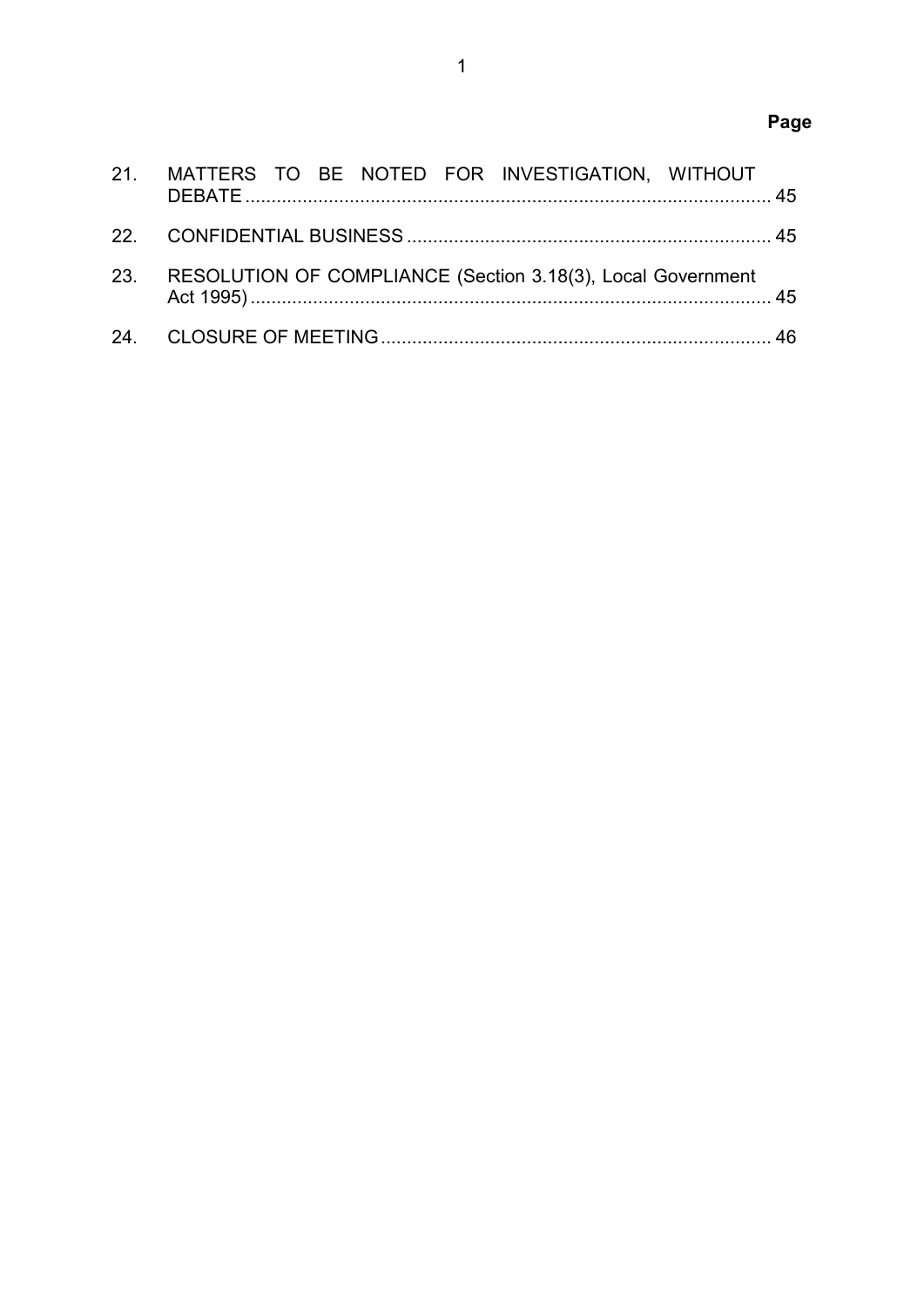**Page**

| | | |
|---|---|---|
| 21. | MATTERS TO BE NOTED FOR INVESTIGATION, WITHOUT DEBATE | 45 |
| 22. | CONFIDENTIAL BUSINESS | 45 |
| 23. | RESOLUTION OF COMPLIANCE (Section 3.18(3), Local Government Act 1995) | 45 |
| 24. | CLOSURE OF MEETING | 46 |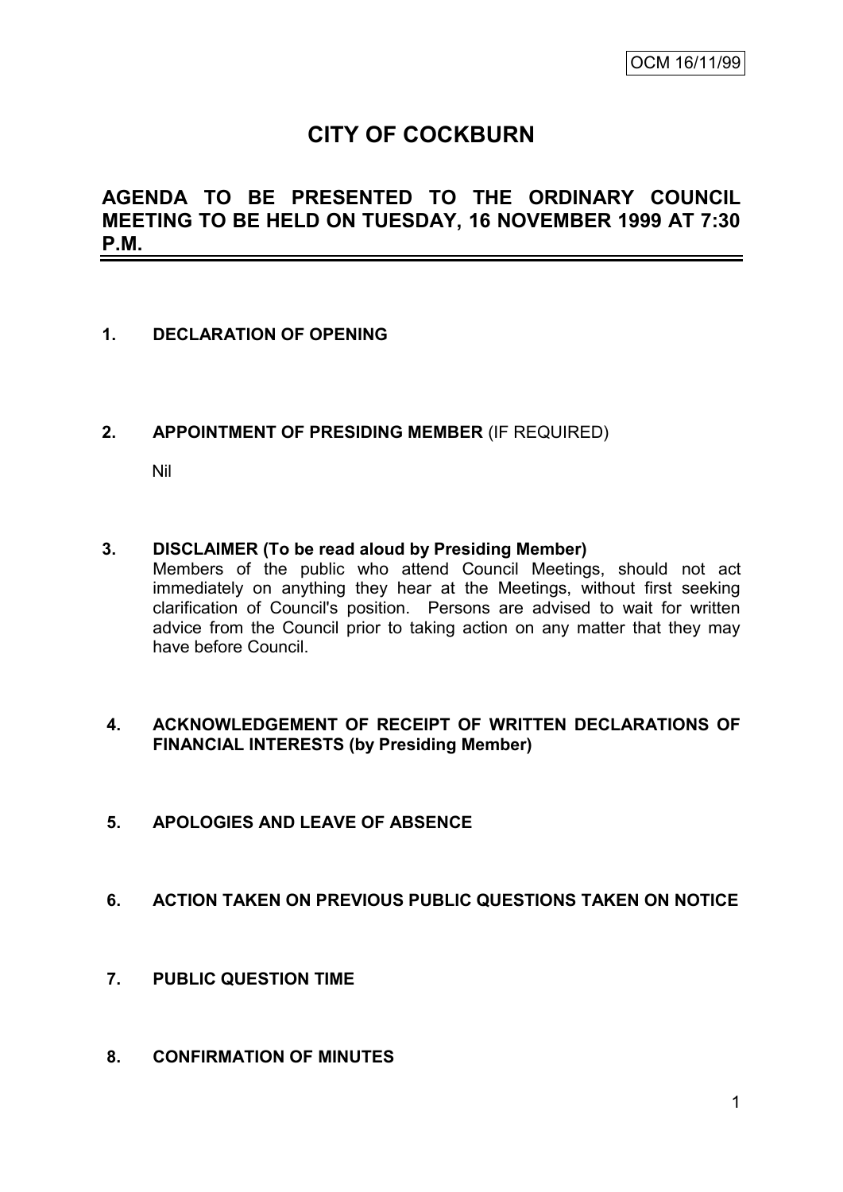OCM 16/11/99

# CITY OF COCKBURN

## AGENDA TO BE PRESENTED TO THE ORDINARY COUNCIL MEETING TO BE HELD ON TUESDAY, 16 NOVEMBER 1999 AT 7:30 P.M.

**1. DECLARATION OF OPENING**

**2. APPOINTMENT OF PRESIDING MEMBER** (IF REQUIRED)

Nil

**3. DISCLAIMER (To be read aloud by Presiding Member)**

Members of the public who attend Council Meetings, should not act immediately on anything they hear at the Meetings, without first seeking clarification of Council's position. Persons are advised to wait for written advice from the Council prior to taking action on any matter that they may have before Council.

**4. ACKNOWLEDGEMENT OF RECEIPT OF WRITTEN DECLARATIONS OF FINANCIAL INTERESTS (by Presiding Member)**

**5. APOLOGIES AND LEAVE OF ABSENCE**

**6. ACTION TAKEN ON PREVIOUS PUBLIC QUESTIONS TAKEN ON NOTICE**

**7. PUBLIC QUESTION TIME**

**8. CONFIRMATION OF MINUTES**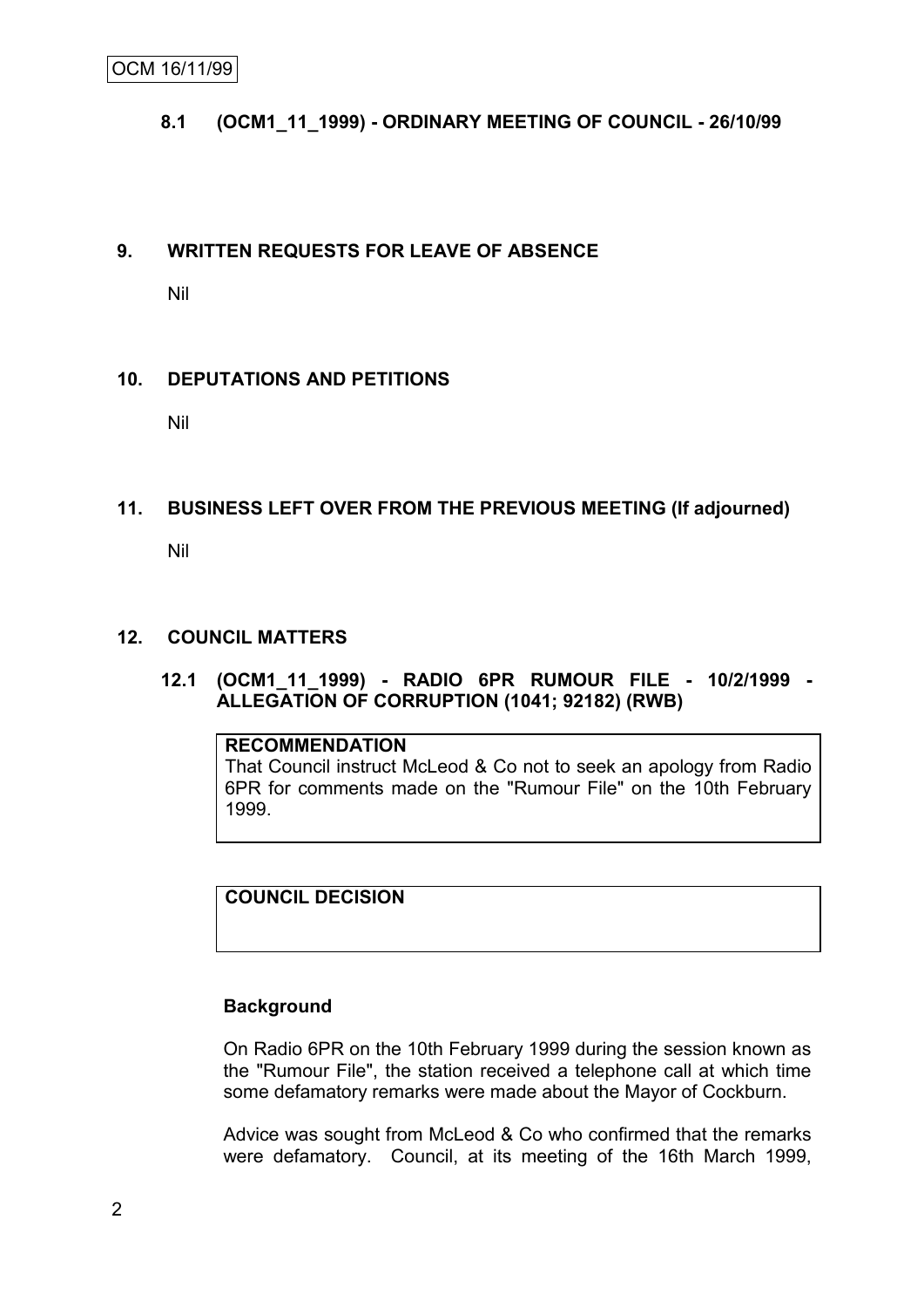**8.1 (OCM1_11_1999) - ORDINARY MEETING OF COUNCIL - 26/10/99**

## 9. WRITTEN REQUESTS FOR LEAVE OF ABSENCE

Nil

## 10. DEPUTATIONS AND PETITIONS

Nil

## 11. BUSINESS LEFT OVER FROM THE PREVIOUS MEETING (If adjourned)

Nil

## 12. COUNCIL MATTERS

### 12.1 (OCM1_11_1999) - RADIO 6PR RUMOUR FILE - 10/2/1999 - ALLEGATION OF CORRUPTION (1041; 92182) (RWB)

**RECOMMENDATION**

That Council instruct McLeod & Co not to seek an apology from Radio 6PR for comments made on the "Rumour File" on the 10th February 1999.

**COUNCIL DECISION**

**Background**

On Radio 6PR on the 10th February 1999 during the session known as the "Rumour File", the station received a telephone call at which time some defamatory remarks were made about the Mayor of Cockburn.

Advice was sought from McLeod & Co who confirmed that the remarks were defamatory. Council, at its meeting of the 16th March 1999,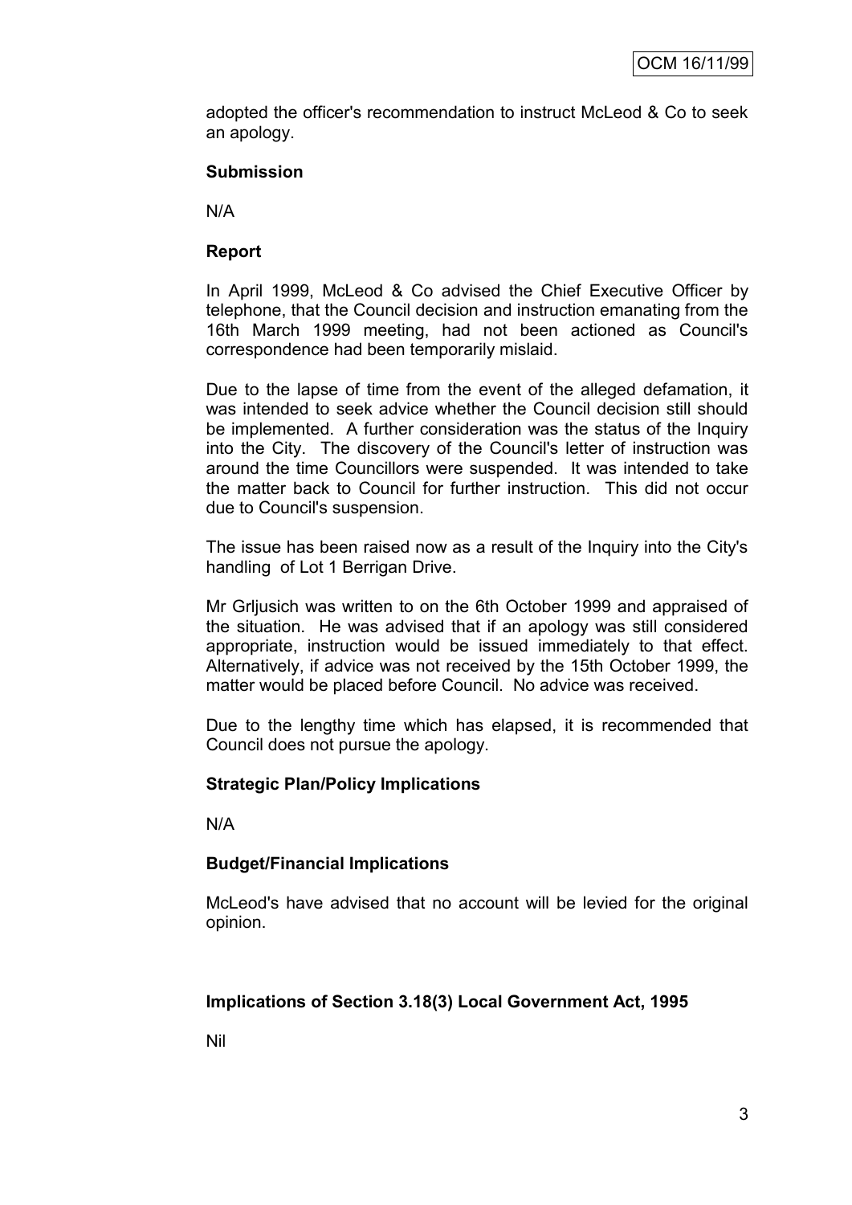adopted the officer's recommendation to instruct McLeod & Co to seek an apology.

**Submission**

N/A

**Report**

In April 1999, McLeod & Co advised the Chief Executive Officer by telephone, that the Council decision and instruction emanating from the 16th March 1999 meeting, had not been actioned as Council's correspondence had been temporarily mislaid.

Due to the lapse of time from the event of the alleged defamation, it was intended to seek advice whether the Council decision still should be implemented. A further consideration was the status of the Inquiry into the City. The discovery of the Council's letter of instruction was around the time Councillors were suspended. It was intended to take the matter back to Council for further instruction. This did not occur due to Council's suspension.

The issue has been raised now as a result of the Inquiry into the City's handling of Lot 1 Berrigan Drive.

Mr Grljusich was written to on the 6th October 1999 and appraised of the situation. He was advised that if an apology was still considered appropriate, instruction would be issued immediately to that effect. Alternatively, if advice was not received by the 15th October 1999, the matter would be placed before Council. No advice was received.

Due to the lengthy time which has elapsed, it is recommended that Council does not pursue the apology.

**Strategic Plan/Policy Implications**

N/A

**Budget/Financial Implications**

McLeod's have advised that no account will be levied for the original opinion.

**Implications of Section 3.18(3) Local Government Act, 1995**

Nil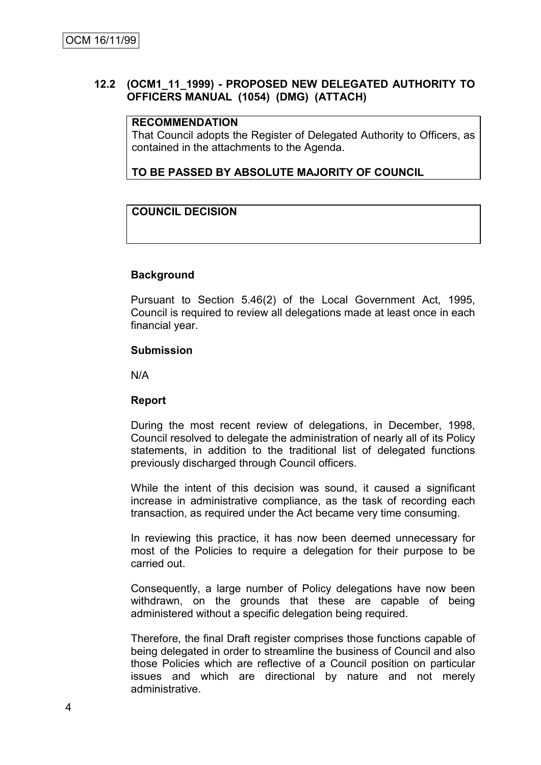## 12.2 (OCM1_11_1999) - PROPOSED NEW DELEGATED AUTHORITY TO OFFICERS MANUAL (1054) (DMG) (ATTACH)

**RECOMMENDATION**

That Council adopts the Register of Delegated Authority to Officers, as contained in the attachments to the Agenda.

**TO BE PASSED BY ABSOLUTE MAJORITY OF COUNCIL**

**COUNCIL DECISION**

**Background**

Pursuant to Section 5.46(2) of the Local Government Act, 1995, Council is required to review all delegations made at least once in each financial year.

**Submission**

N/A

**Report**

During the most recent review of delegations, in December, 1998, Council resolved to delegate the administration of nearly all of its Policy statements, in addition to the traditional list of delegated functions previously discharged through Council officers.

While the intent of this decision was sound, it caused a significant increase in administrative compliance, as the task of recording each transaction, as required under the Act became very time consuming.

In reviewing this practice, it has now been deemed unnecessary for most of the Policies to require a delegation for their purpose to be carried out.

Consequently, a large number of Policy delegations have now been withdrawn, on the grounds that these are capable of being administered without a specific delegation being required.

Therefore, the final Draft register comprises those functions capable of being delegated in order to streamline the business of Council and also those Policies which are reflective of a Council position on particular issues and which are directional by nature and not merely administrative.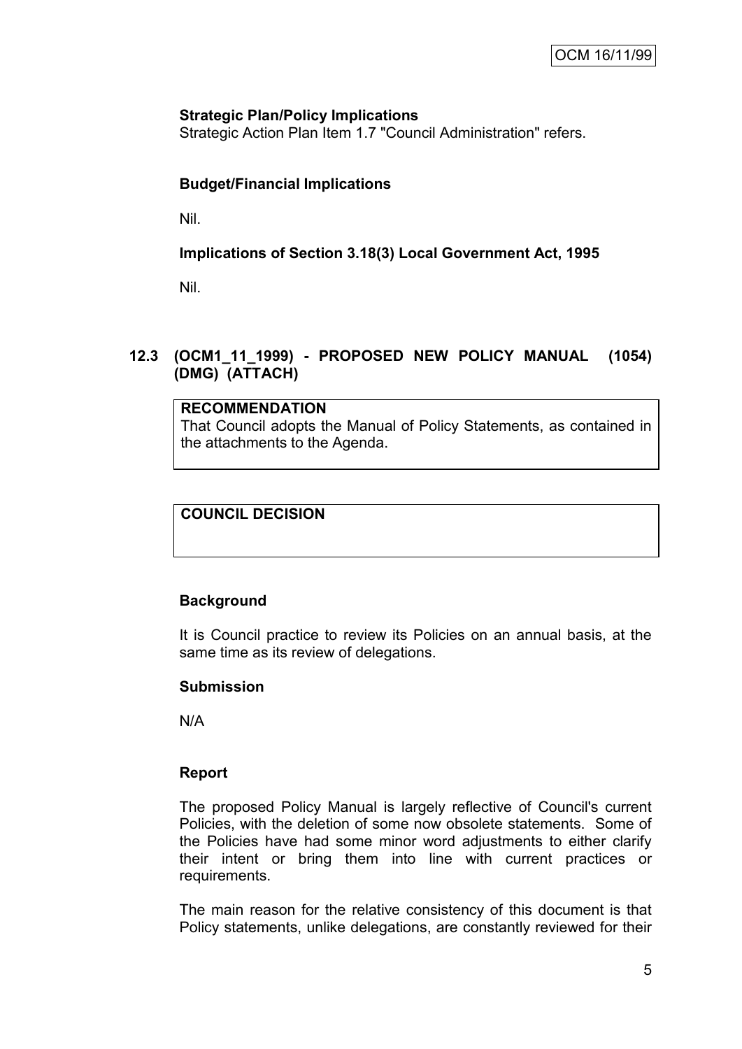**Strategic Plan/Policy Implications**

Strategic Action Plan Item 1.7 "Council Administration" refers.

**Budget/Financial Implications**

Nil.

**Implications of Section 3.18(3) Local Government Act, 1995**

Nil.

## 12.3 (OCM1_11_1999) - PROPOSED NEW POLICY MANUAL (1054) (DMG) (ATTACH)

| **RECOMMENDATION** |
| --- |
| That Council adopts the Manual of Policy Statements, as contained in the attachments to the Agenda. |

| **COUNCIL DECISION** |
| --- |
| |

**Background**

It is Council practice to review its Policies on an annual basis, at the same time as its review of delegations.

**Submission**

N/A

**Report**

The proposed Policy Manual is largely reflective of Council's current Policies, with the deletion of some now obsolete statements. Some of the Policies have had some minor word adjustments to either clarify their intent or bring them into line with current practices or requirements.

The main reason for the relative consistency of this document is that Policy statements, unlike delegations, are constantly reviewed for their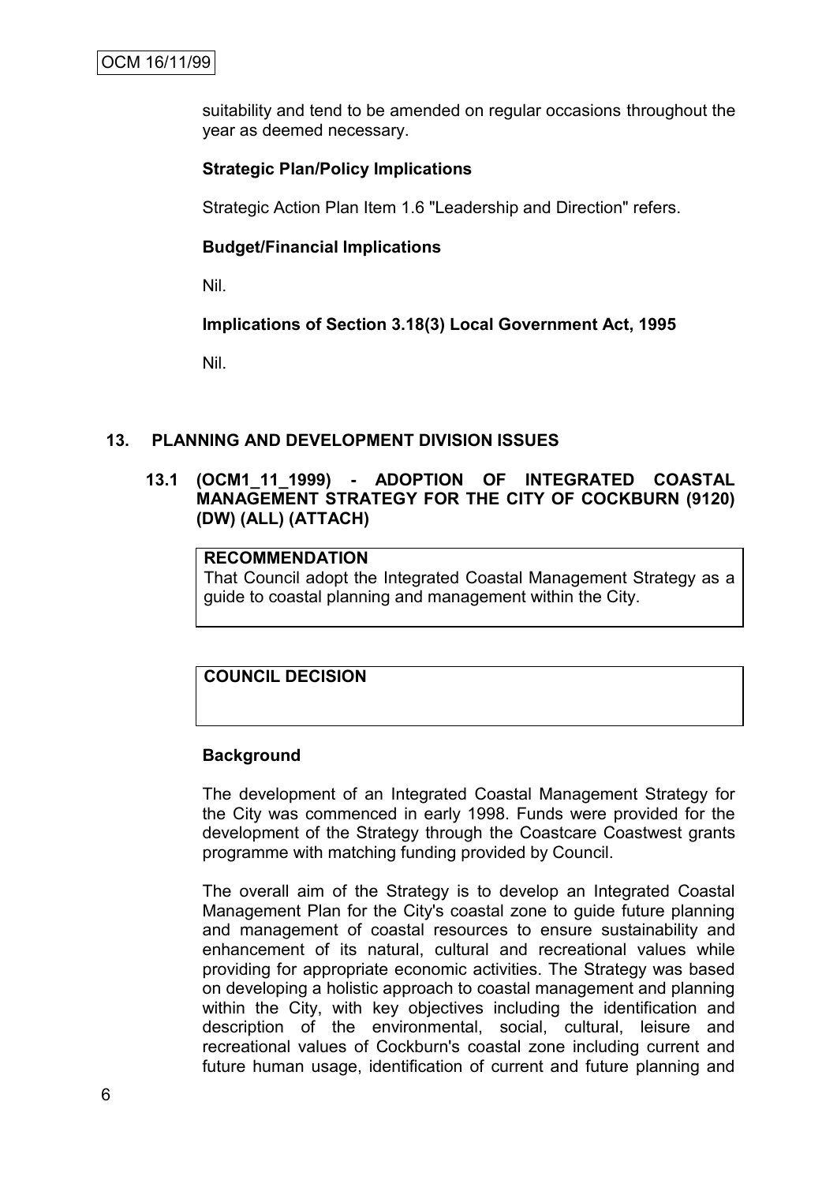suitability and tend to be amended on regular occasions throughout the year as deemed necessary.

**Strategic Plan/Policy Implications**

Strategic Action Plan Item 1.6 "Leadership and Direction" refers.

**Budget/Financial Implications**

Nil.

**Implications of Section 3.18(3) Local Government Act, 1995**

Nil.

## 13. PLANNING AND DEVELOPMENT DIVISION ISSUES

### 13.1 (OCM1_11_1999) - ADOPTION OF INTEGRATED COASTAL MANAGEMENT STRATEGY FOR THE CITY OF COCKBURN (9120) (DW) (ALL) (ATTACH)

**RECOMMENDATION**
That Council adopt the Integrated Coastal Management Strategy as a guide to coastal planning and management within the City.

**COUNCIL DECISION**

**Background**

The development of an Integrated Coastal Management Strategy for the City was commenced in early 1998. Funds were provided for the development of the Strategy through the Coastcare Coastwest grants programme with matching funding provided by Council.

The overall aim of the Strategy is to develop an Integrated Coastal Management Plan for the City's coastal zone to guide future planning and management of coastal resources to ensure sustainability and enhancement of its natural, cultural and recreational values while providing for appropriate economic activities. The Strategy was based on developing a holistic approach to coastal management and planning within the City, with key objectives including the identification and description of the environmental, social, cultural, leisure and recreational values of Cockburn's coastal zone including current and future human usage, identification of current and future planning and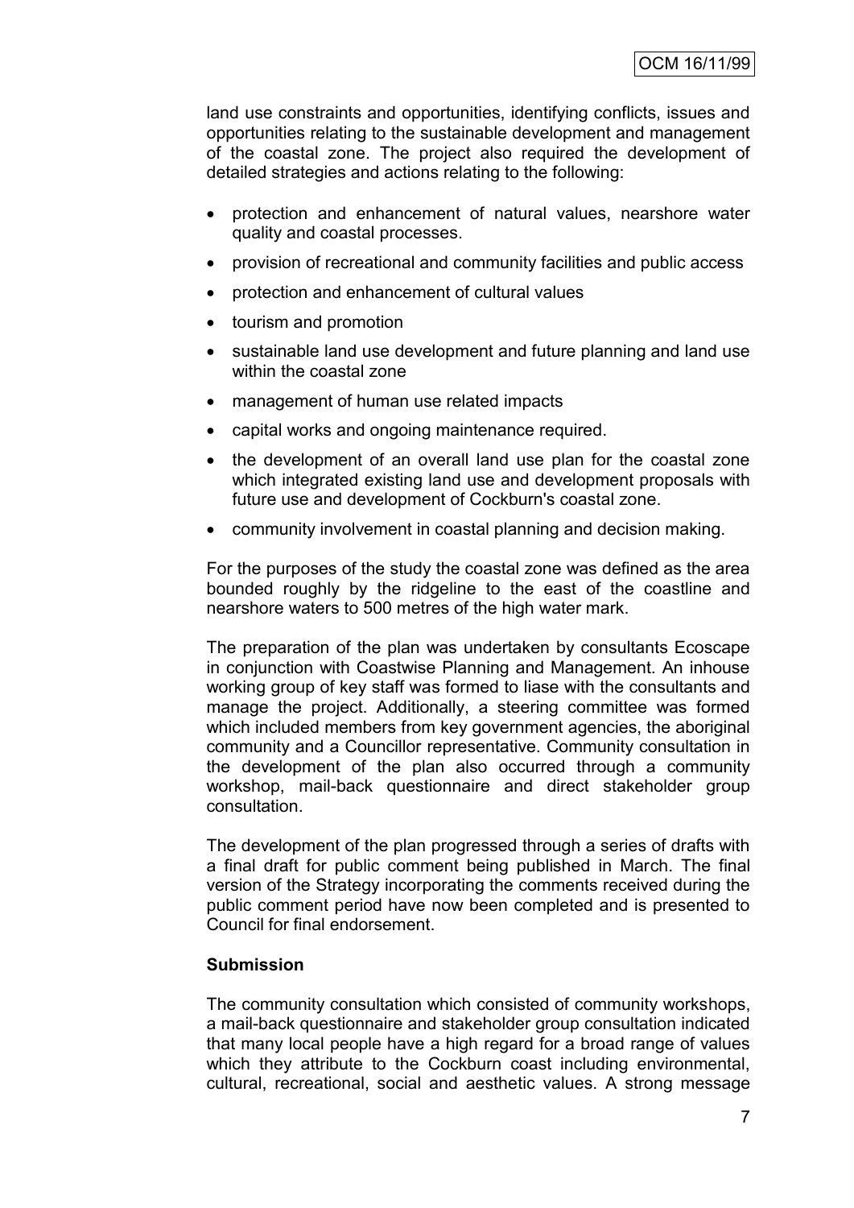land use constraints and opportunities, identifying conflicts, issues and opportunities relating to the sustainable development and management of the coastal zone. The project also required the development of detailed strategies and actions relating to the following:

- protection and enhancement of natural values, nearshore water quality and coastal processes.
- provision of recreational and community facilities and public access
- protection and enhancement of cultural values
- tourism and promotion
- sustainable land use development and future planning and land use within the coastal zone
- management of human use related impacts
- capital works and ongoing maintenance required.
- the development of an overall land use plan for the coastal zone which integrated existing land use and development proposals with future use and development of Cockburn's coastal zone.
- community involvement in coastal planning and decision making.

For the purposes of the study the coastal zone was defined as the area bounded roughly by the ridgeline to the east of the coastline and nearshore waters to 500 metres of the high water mark.

The preparation of the plan was undertaken by consultants Ecoscape in conjunction with Coastwise Planning and Management. An inhouse working group of key staff was formed to liase with the consultants and manage the project. Additionally, a steering committee was formed which included members from key government agencies, the aboriginal community and a Councillor representative. Community consultation in the development of the plan also occurred through a community workshop, mail-back questionnaire and direct stakeholder group consultation.

The development of the plan progressed through a series of drafts with a final draft for public comment being published in March. The final version of the Strategy incorporating the comments received during the public comment period have now been completed and is presented to Council for final endorsement.

**Submission**

The community consultation which consisted of community workshops, a mail-back questionnaire and stakeholder group consultation indicated that many local people have a high regard for a broad range of values which they attribute to the Cockburn coast including environmental, cultural, recreational, social and aesthetic values. A strong message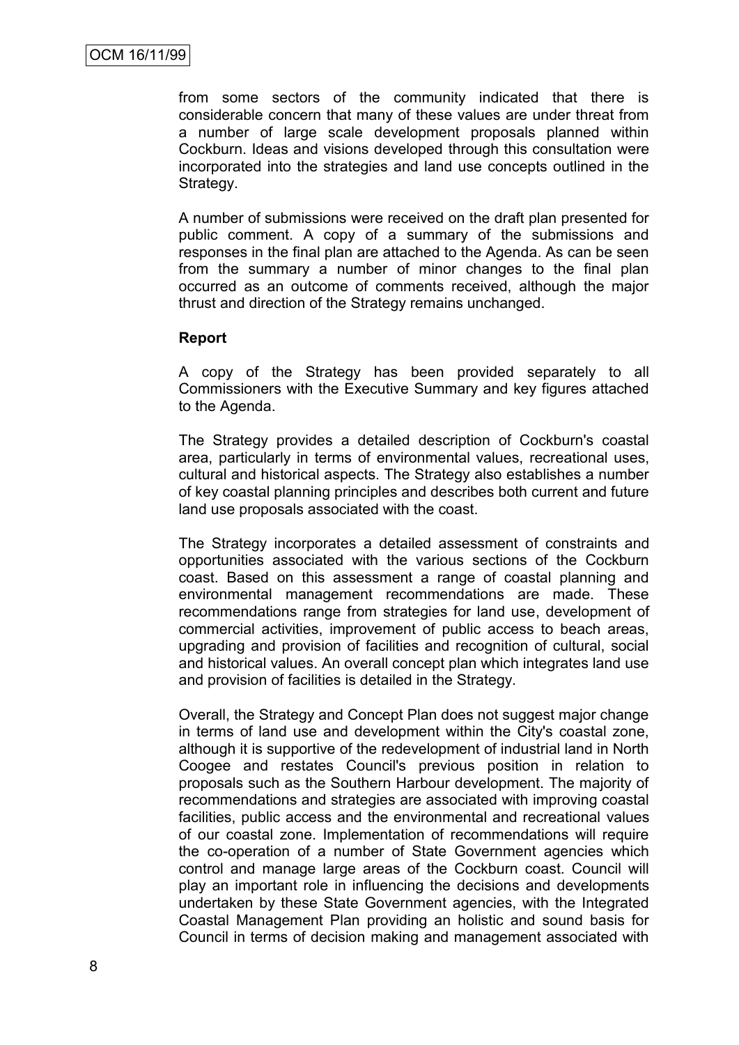from some sectors of the community indicated that there is considerable concern that many of these values are under threat from a number of large scale development proposals planned within Cockburn. Ideas and visions developed through this consultation were incorporated into the strategies and land use concepts outlined in the Strategy.

A number of submissions were received on the draft plan presented for public comment. A copy of a summary of the submissions and responses in the final plan are attached to the Agenda. As can be seen from the summary a number of minor changes to the final plan occurred as an outcome of comments received, although the major thrust and direction of the Strategy remains unchanged.

**Report**

A copy of the Strategy has been provided separately to all Commissioners with the Executive Summary and key figures attached to the Agenda.

The Strategy provides a detailed description of Cockburn's coastal area, particularly in terms of environmental values, recreational uses, cultural and historical aspects. The Strategy also establishes a number of key coastal planning principles and describes both current and future land use proposals associated with the coast.

The Strategy incorporates a detailed assessment of constraints and opportunities associated with the various sections of the Cockburn coast. Based on this assessment a range of coastal planning and environmental management recommendations are made. These recommendations range from strategies for land use, development of commercial activities, improvement of public access to beach areas, upgrading and provision of facilities and recognition of cultural, social and historical values. An overall concept plan which integrates land use and provision of facilities is detailed in the Strategy.

Overall, the Strategy and Concept Plan does not suggest major change in terms of land use and development within the City's coastal zone, although it is supportive of the redevelopment of industrial land in North Coogee and restates Council's previous position in relation to proposals such as the Southern Harbour development. The majority of recommendations and strategies are associated with improving coastal facilities, public access and the environmental and recreational values of our coastal zone. Implementation of recommendations will require the co-operation of a number of State Government agencies which control and manage large areas of the Cockburn coast. Council will play an important role in influencing the decisions and developments undertaken by these State Government agencies, with the Integrated Coastal Management Plan providing an holistic and sound basis for Council in terms of decision making and management associated with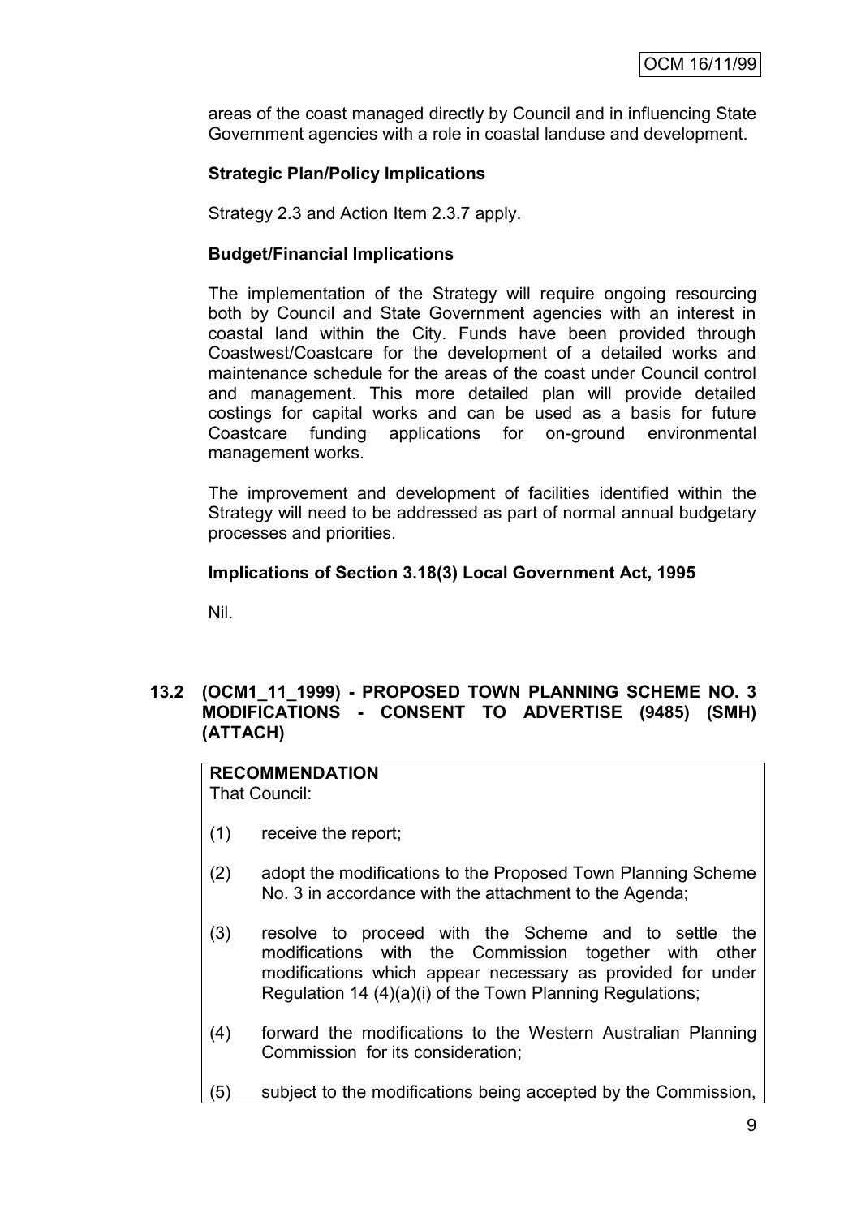areas of the coast managed directly by Council and in influencing State Government agencies with a role in coastal landuse and development.

**Strategic Plan/Policy Implications**

Strategy 2.3 and Action Item 2.3.7 apply.

**Budget/Financial Implications**

The implementation of the Strategy will require ongoing resourcing both by Council and State Government agencies with an interest in coastal land within the City. Funds have been provided through Coastwest/Coastcare for the development of a detailed works and maintenance schedule for the areas of the coast under Council control and management. This more detailed plan will provide detailed costings for capital works and can be used as a basis for future Coastcare funding applications for on-ground environmental management works.

The improvement and development of facilities identified within the Strategy will need to be addressed as part of normal annual budgetary processes and priorities.

**Implications of Section 3.18(3) Local Government Act, 1995**

Nil.

## 13.2 (OCM1_11_1999) - PROPOSED TOWN PLANNING SCHEME NO. 3 MODIFICATIONS - CONSENT TO ADVERTISE (9485) (SMH) (ATTACH)

**RECOMMENDATION**
That Council:

(1) receive the report;

(2) adopt the modifications to the Proposed Town Planning Scheme No. 3 in accordance with the attachment to the Agenda;

(3) resolve to proceed with the Scheme and to settle the modifications with the Commission together with other modifications which appear necessary as provided for under Regulation 14 (4)(a)(i) of the Town Planning Regulations;

(4) forward the modifications to the Western Australian Planning Commission for its consideration;

(5) subject to the modifications being accepted by the Commission,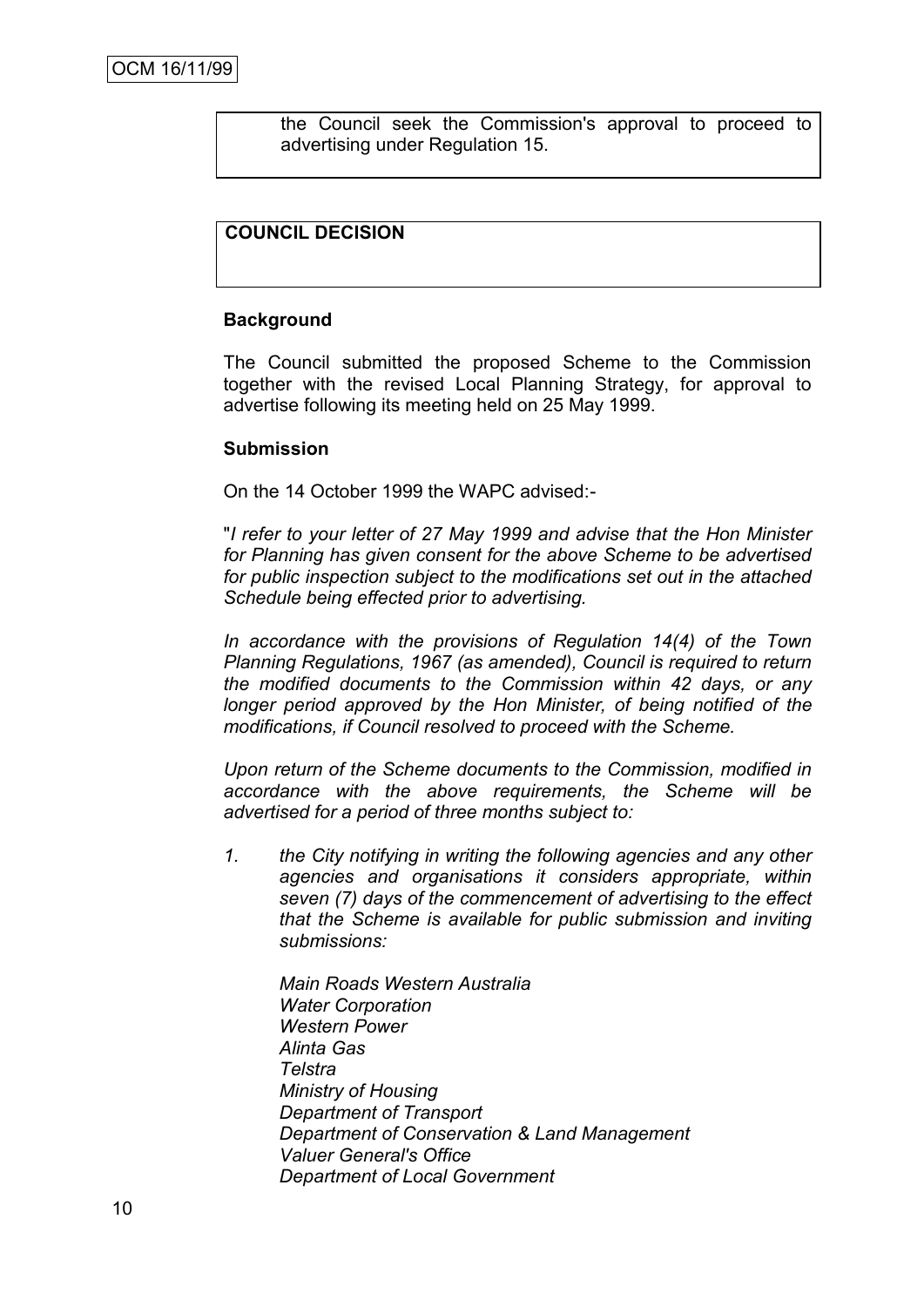the Council seek the Commission's approval to proceed to advertising under Regulation 15.

**COUNCIL DECISION**

**Background**

The Council submitted the proposed Scheme to the Commission together with the revised Local Planning Strategy, for approval to advertise following its meeting held on 25 May 1999.

**Submission**

On the 14 October 1999 the WAPC advised:-

"*I refer to your letter of 27 May 1999 and advise that the Hon Minister for Planning has given consent for the above Scheme to be advertised for public inspection subject to the modifications set out in the attached Schedule being effected prior to advertising.*

*In accordance with the provisions of Regulation 14(4) of the Town Planning Regulations, 1967 (as amended), Council is required to return the modified documents to the Commission within 42 days, or any longer period approved by the Hon Minister, of being notified of the modifications, if Council resolved to proceed with the Scheme.*

*Upon return of the Scheme documents to the Commission, modified in accordance with the above requirements, the Scheme will be advertised for a period of three months subject to:*

1. *the City notifying in writing the following agencies and any other agencies and organisations it considers appropriate, within seven (7) days of the commencement of advertising to the effect that the Scheme is available for public submission and inviting submissions:*

   *Main Roads Western Australia*
   *Water Corporation*
   *Western Power*
   *Alinta Gas*
   *Telstra*
   *Ministry of Housing*
   *Department of Transport*
   *Department of Conservation & Land Management*
   *Valuer General's Office*
   *Department of Local Government*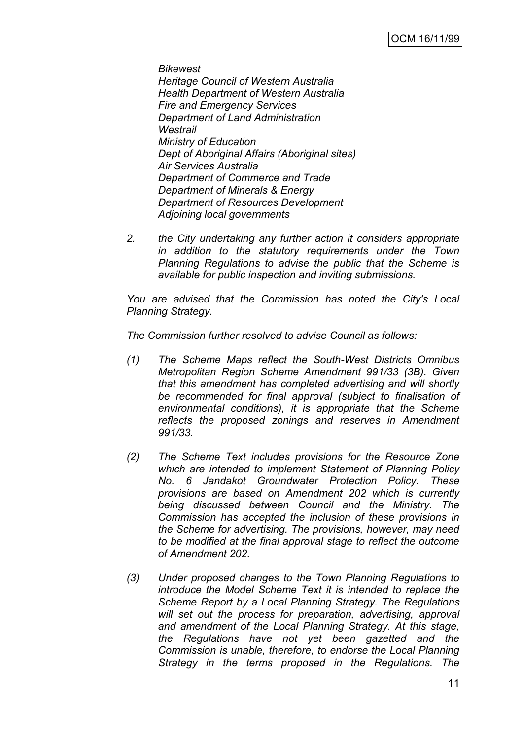*Bikewest*
*Heritage Council of Western Australia*
*Health Department of Western Australia*
*Fire and Emergency Services*
*Department of Land Administration*
*Westrail*
*Ministry of Education*
*Dept of Aboriginal Affairs (Aboriginal sites)*
*Air Services Australia*
*Department of Commerce and Trade*
*Department of Minerals & Energy*
*Department of Resources Development*
*Adjoining local governments*

2. *the City undertaking any further action it considers appropriate in addition to the statutory requirements under the Town Planning Regulations to advise the public that the Scheme is available for public inspection and inviting submissions.*

*You are advised that the Commission has noted the City's Local Planning Strategy.*

*The Commission further resolved to advise Council as follows:*

*(1) The Scheme Maps reflect the South-West Districts Omnibus Metropolitan Region Scheme Amendment 991/33 (3B). Given that this amendment has completed advertising and will shortly be recommended for final approval (subject to finalisation of environmental conditions), it is appropriate that the Scheme reflects the proposed zonings and reserves in Amendment 991/33.*

*(2) The Scheme Text includes provisions for the Resource Zone which are intended to implement Statement of Planning Policy No. 6 Jandakot Groundwater Protection Policy. These provisions are based on Amendment 202 which is currently being discussed between Council and the Ministry. The Commission has accepted the inclusion of these provisions in the Scheme for advertising. The provisions, however, may need to be modified at the final approval stage to reflect the outcome of Amendment 202.*

*(3) Under proposed changes to the Town Planning Regulations to introduce the Model Scheme Text it is intended to replace the Scheme Report by a Local Planning Strategy. The Regulations will set out the process for preparation, advertising, approval and amendment of the Local Planning Strategy. At this stage, the Regulations have not yet been gazetted and the Commission is unable, therefore, to endorse the Local Planning Strategy in the terms proposed in the Regulations. The*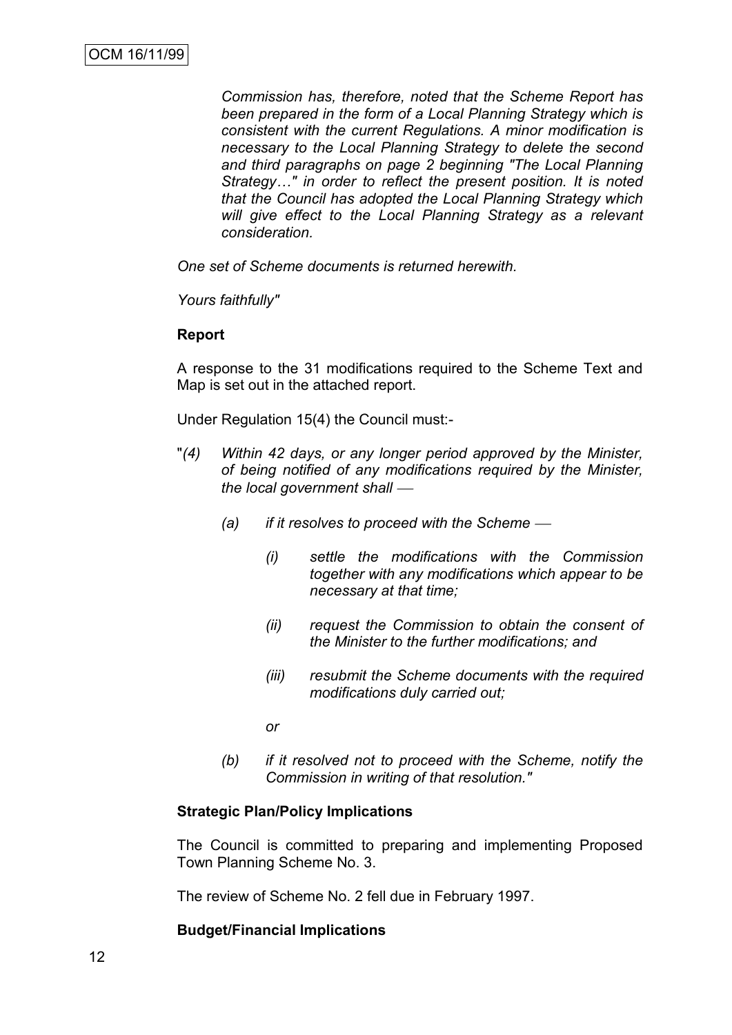*Commission has, therefore, noted that the Scheme Report has been prepared in the form of a Local Planning Strategy which is consistent with the current Regulations. A minor modification is necessary to the Local Planning Strategy to delete the second and third paragraphs on page 2 beginning "The Local Planning Strategy…" in order to reflect the present position. It is noted that the Council has adopted the Local Planning Strategy which will give effect to the Local Planning Strategy as a relevant consideration.*

*One set of Scheme documents is returned herewith.*

*Yours faithfully"*

**Report**

A response to the 31 modifications required to the Scheme Text and Map is set out in the attached report.

Under Regulation 15(4) the Council must:-

"*(4) Within 42 days, or any longer period approved by the Minister, of being notified of any modifications required by the Minister, the local government shall —*

*(a) if it resolves to proceed with the Scheme —*

*(i) settle the modifications with the Commission together with any modifications which appear to be necessary at that time;*

*(ii) request the Commission to obtain the consent of the Minister to the further modifications; and*

*(iii) resubmit the Scheme documents with the required modifications duly carried out;*

*or*

*(b) if it resolved not to proceed with the Scheme, notify the Commission in writing of that resolution."*

**Strategic Plan/Policy Implications**

The Council is committed to preparing and implementing Proposed Town Planning Scheme No. 3.

The review of Scheme No. 2 fell due in February 1997.

**Budget/Financial Implications**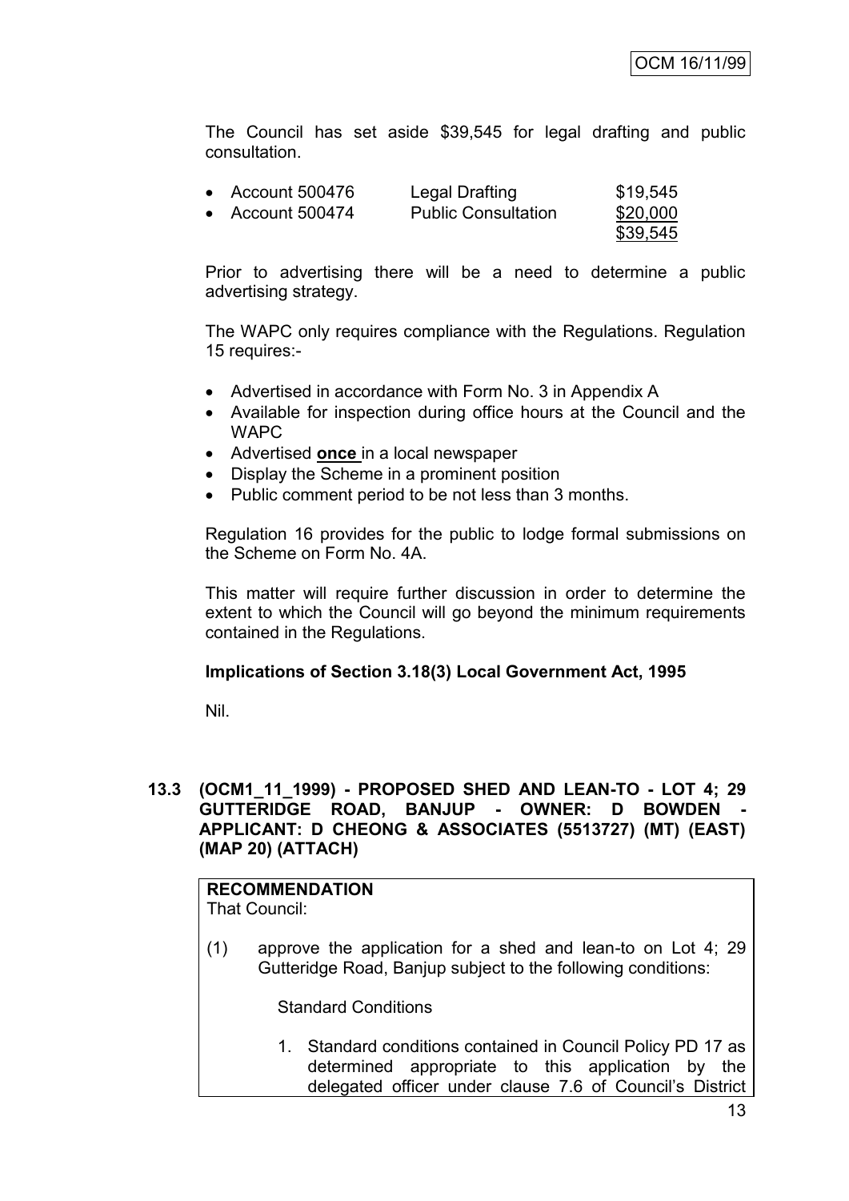The Council has set aside $39,545 for legal drafting and public consultation.

| | | |
|---|---|---|
| • Account 500476 | Legal Drafting | $19,545 |
| • Account 500474 | Public Consultation | $20,000 |
| | | $39,545 |

Prior to advertising there will be a need to determine a public advertising strategy.

The WAPC only requires compliance with the Regulations. Regulation 15 requires:-

- Advertised in accordance with Form No. 3 in Appendix A
- Available for inspection during office hours at the Council and the WAPC
- Advertised **once** in a local newspaper
- Display the Scheme in a prominent position
- Public comment period to be not less than 3 months.

Regulation 16 provides for the public to lodge formal submissions on the Scheme on Form No. 4A.

This matter will require further discussion in order to determine the extent to which the Council will go beyond the minimum requirements contained in the Regulations.

**Implications of Section 3.18(3) Local Government Act, 1995**

Nil.

### 13.3 (OCM1_11_1999) - PROPOSED SHED AND LEAN-TO - LOT 4; 29 GUTTERIDGE ROAD, BANJUP - OWNER: D BOWDEN - APPLICANT: D CHEONG & ASSOCIATES (5513727) (MT) (EAST) (MAP 20) (ATTACH)

**RECOMMENDATION**
That Council:

(1) approve the application for a shed and lean-to on Lot 4; 29 Gutteridge Road, Banjup subject to the following conditions:

Standard Conditions

1. Standard conditions contained in Council Policy PD 17 as determined appropriate to this application by the delegated officer under clause 7.6 of Council's District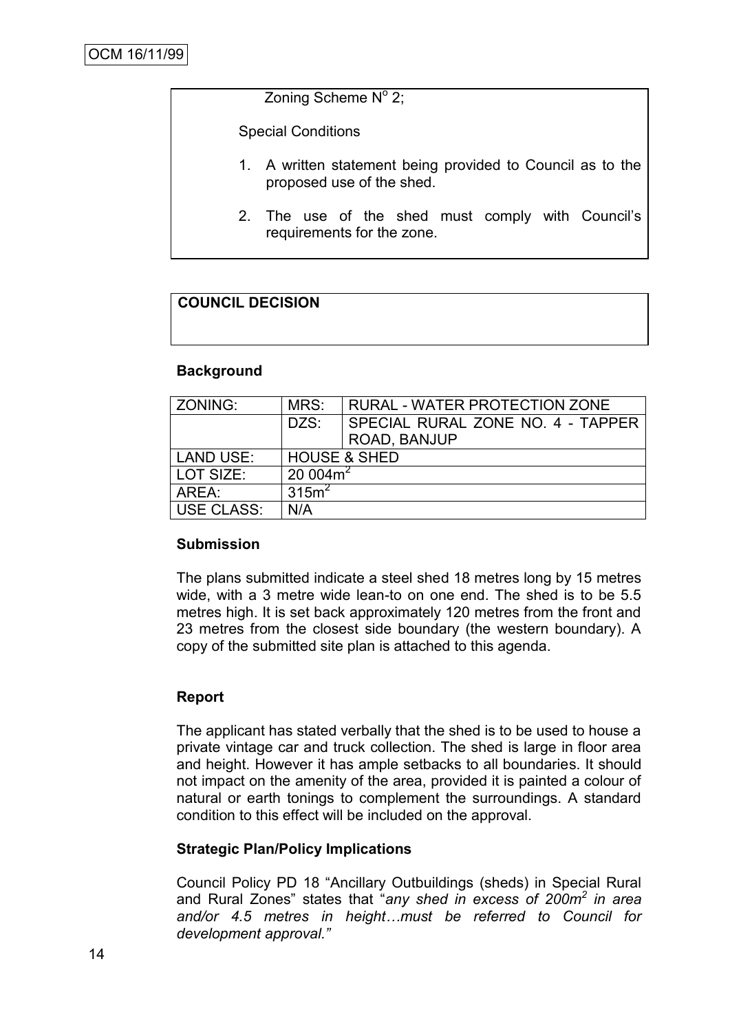Zoning Scheme N° 2;

Special Conditions

1. A written statement being provided to Council as to the proposed use of the shed.

2. The use of the shed must comply with Council's requirements for the zone.

**COUNCIL DECISION**

**Background**

| | | |
|---|---|---|
| ZONING: | MRS: | RURAL - WATER PROTECTION ZONE |
| | DZS: | SPECIAL RURAL ZONE NO. 4 - TAPPER ROAD, BANJUP |
| LAND USE: | HOUSE & SHED | |
| LOT SIZE: | 20 004m$^2$ | |
| AREA: | 315m$^2$ | |
| USE CLASS: | N/A | |

**Submission**

The plans submitted indicate a steel shed 18 metres long by 15 metres wide, with a 3 metre wide lean-to on one end. The shed is to be 5.5 metres high. It is set back approximately 120 metres from the front and 23 metres from the closest side boundary (the western boundary). A copy of the submitted site plan is attached to this agenda.

**Report**

The applicant has stated verbally that the shed is to be used to house a private vintage car and truck collection. The shed is large in floor area and height. However it has ample setbacks to all boundaries. It should not impact on the amenity of the area, provided it is painted a colour of natural or earth tonings to complement the surroundings. A standard condition to this effect will be included on the approval.

**Strategic Plan/Policy Implications**

Council Policy PD 18 "Ancillary Outbuildings (sheds) in Special Rural and Rural Zones" states that "*any shed in excess of 200m$^2$ in area and/or 4.5 metres in height…must be referred to Council for development approval.*"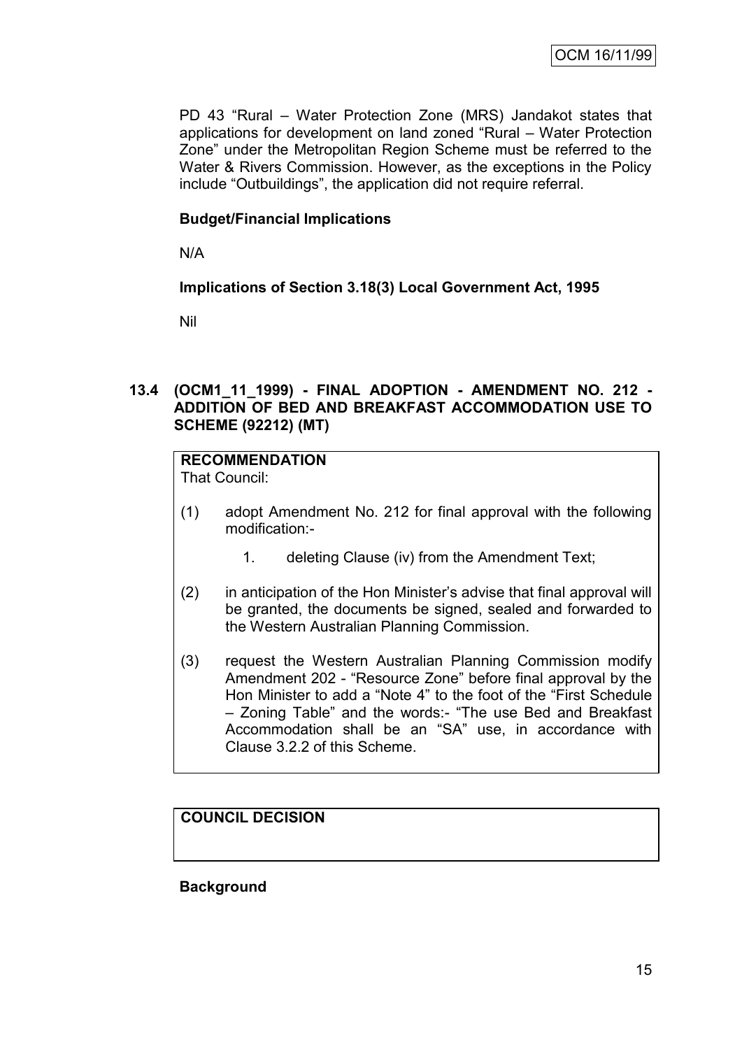PD 43 "Rural – Water Protection Zone (MRS) Jandakot states that applications for development on land zoned "Rural – Water Protection Zone" under the Metropolitan Region Scheme must be referred to the Water & Rivers Commission. However, as the exceptions in the Policy include "Outbuildings", the application did not require referral.

**Budget/Financial Implications**

N/A

**Implications of Section 3.18(3) Local Government Act, 1995**

Nil

### 13.4 (OCM1_11_1999) - FINAL ADOPTION - AMENDMENT NO. 212 - ADDITION OF BED AND BREAKFAST ACCOMMODATION USE TO SCHEME (92212) (MT)

**RECOMMENDATION**
That Council:

(1) adopt Amendment No. 212 for final approval with the following modification:-

1. deleting Clause (iv) from the Amendment Text;

(2) in anticipation of the Hon Minister's advise that final approval will be granted, the documents be signed, sealed and forwarded to the Western Australian Planning Commission.

(3) request the Western Australian Planning Commission modify Amendment 202 - "Resource Zone" before final approval by the Hon Minister to add a "Note 4" to the foot of the "First Schedule – Zoning Table" and the words:- "The use Bed and Breakfast Accommodation shall be an "SA" use, in accordance with Clause 3.2.2 of this Scheme.

**COUNCIL DECISION**

**Background**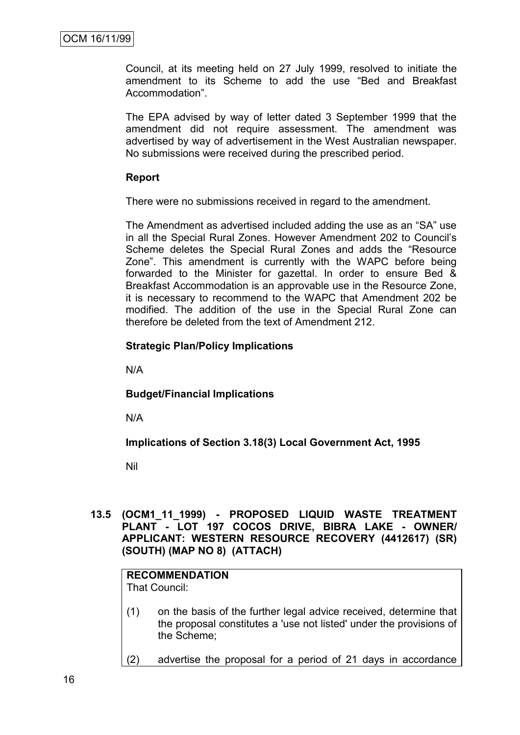Council, at its meeting held on 27 July 1999, resolved to initiate the amendment to its Scheme to add the use "Bed and Breakfast Accommodation".

The EPA advised by way of letter dated 3 September 1999 that the amendment did not require assessment. The amendment was advertised by way of advertisement in the West Australian newspaper. No submissions were received during the prescribed period.

**Report**

There were no submissions received in regard to the amendment.

The Amendment as advertised included adding the use as an "SA" use in all the Special Rural Zones. However Amendment 202 to Council's Scheme deletes the Special Rural Zones and adds the "Resource Zone". This amendment is currently with the WAPC before being forwarded to the Minister for gazettal. In order to ensure Bed & Breakfast Accommodation is an approvable use in the Resource Zone, it is necessary to recommend to the WAPC that Amendment 202 be modified. The addition of the use in the Special Rural Zone can therefore be deleted from the text of Amendment 212.

**Strategic Plan/Policy Implications**

N/A

**Budget/Financial Implications**

N/A

**Implications of Section 3.18(3) Local Government Act, 1995**

Nil

## 13.5 (OCM1_11_1999) - PROPOSED LIQUID WASTE TREATMENT PLANT - LOT 197 COCOS DRIVE, BIBRA LAKE - OWNER/ APPLICANT: WESTERN RESOURCE RECOVERY (4412617) (SR) (SOUTH) (MAP NO 8) (ATTACH)

**RECOMMENDATION**
That Council:

(1) on the basis of the further legal advice received, determine that the proposal constitutes a 'use not listed' under the provisions of the Scheme;

(2) advertise the proposal for a period of 21 days in accordance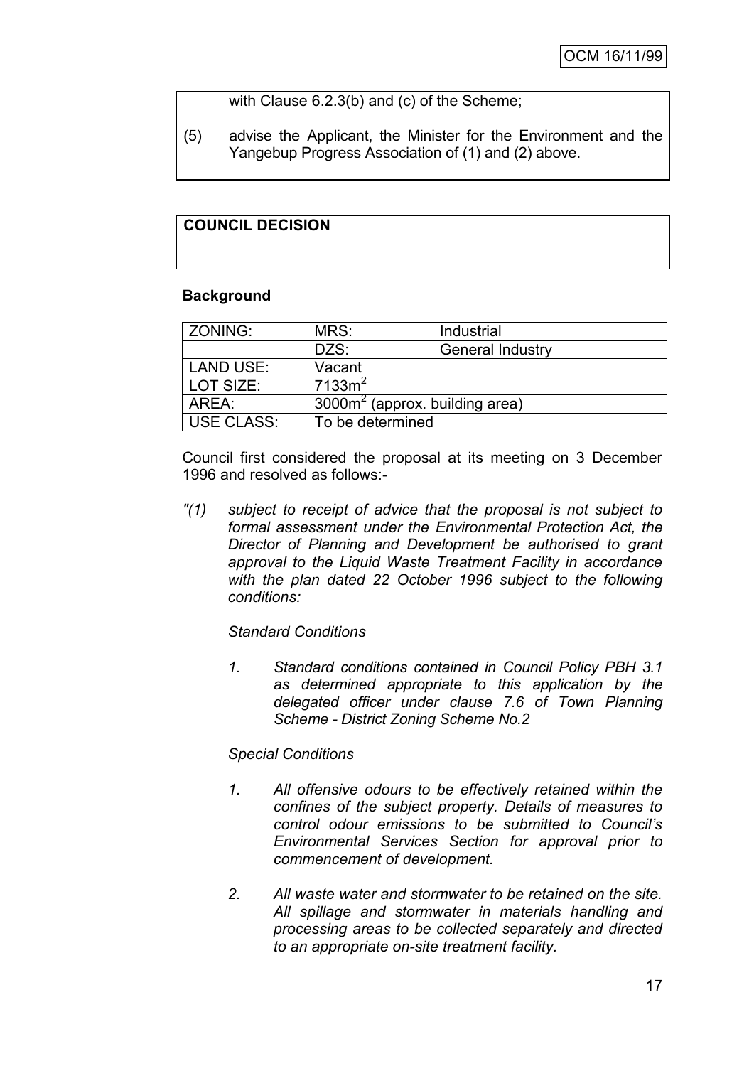with Clause 6.2.3(b) and (c) of the Scheme;

(5) advise the Applicant, the Minister for the Environment and the Yangebup Progress Association of (1) and (2) above.

**COUNCIL DECISION**

**Background**

| | | |
|---|---|---|
| ZONING: | MRS: | Industrial |
| | DZS: | General Industry |
| LAND USE: | Vacant | |
| LOT SIZE: | 7133m$^2$ | |
| AREA: | 3000m$^2$ (approx. building area) | |
| USE CLASS: | To be determined | |

Council first considered the proposal at its meeting on 3 December 1996 and resolved as follows:-

*"(1) subject to receipt of advice that the proposal is not subject to formal assessment under the Environmental Protection Act, the Director of Planning and Development be authorised to grant approval to the Liquid Waste Treatment Facility in accordance with the plan dated 22 October 1996 subject to the following conditions:*

*Standard Conditions*

*1. Standard conditions contained in Council Policy PBH 3.1 as determined appropriate to this application by the delegated officer under clause 7.6 of Town Planning Scheme - District Zoning Scheme No.2*

*Special Conditions*

*1. All offensive odours to be effectively retained within the confines of the subject property. Details of measures to control odour emissions to be submitted to Council's Environmental Services Section for approval prior to commencement of development.*

*2. All waste water and stormwater to be retained on the site. All spillage and stormwater in materials handling and processing areas to be collected separately and directed to an appropriate on-site treatment facility.*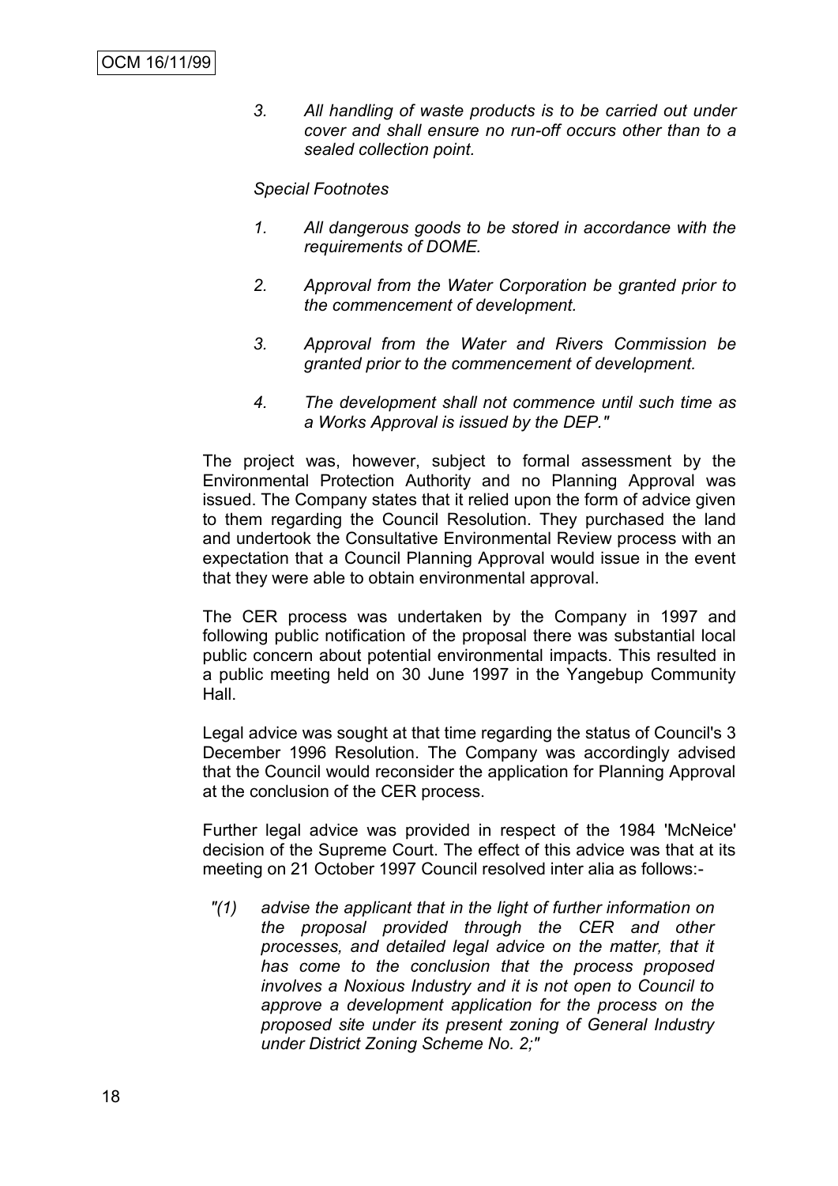*3. All handling of waste products is to be carried out under cover and shall ensure no run-off occurs other than to a sealed collection point.*

*Special Footnotes*

*1. All dangerous goods to be stored in accordance with the requirements of DOME.*

*2. Approval from the Water Corporation be granted prior to the commencement of development.*

*3. Approval from the Water and Rivers Commission be granted prior to the commencement of development.*

*4. The development shall not commence until such time as a Works Approval is issued by the DEP."*

The project was, however, subject to formal assessment by the Environmental Protection Authority and no Planning Approval was issued. The Company states that it relied upon the form of advice given to them regarding the Council Resolution. They purchased the land and undertook the Consultative Environmental Review process with an expectation that a Council Planning Approval would issue in the event that they were able to obtain environmental approval.

The CER process was undertaken by the Company in 1997 and following public notification of the proposal there was substantial local public concern about potential environmental impacts. This resulted in a public meeting held on 30 June 1997 in the Yangebup Community Hall.

Legal advice was sought at that time regarding the status of Council's 3 December 1996 Resolution. The Company was accordingly advised that the Council would reconsider the application for Planning Approval at the conclusion of the CER process.

Further legal advice was provided in respect of the 1984 'McNeice' decision of the Supreme Court. The effect of this advice was that at its meeting on 21 October 1997 Council resolved inter alia as follows:-

*"(1) advise the applicant that in the light of further information on the proposal provided through the CER and other processes, and detailed legal advice on the matter, that it has come to the conclusion that the process proposed involves a Noxious Industry and it is not open to Council to approve a development application for the process on the proposed site under its present zoning of General Industry under District Zoning Scheme No. 2;"*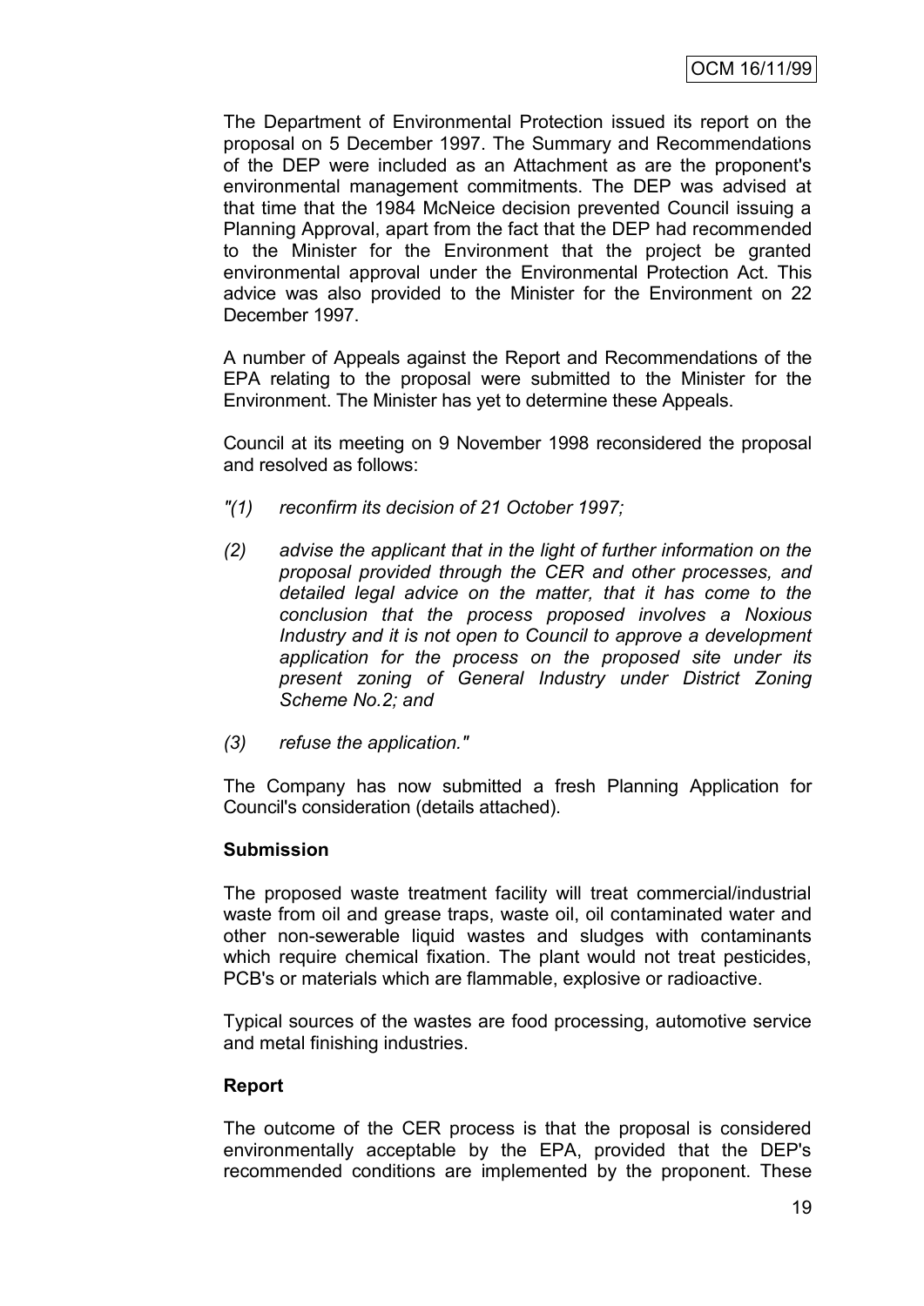The Department of Environmental Protection issued its report on the proposal on 5 December 1997. The Summary and Recommendations of the DEP were included as an Attachment as are the proponent's environmental management commitments. The DEP was advised at that time that the 1984 McNeice decision prevented Council issuing a Planning Approval, apart from the fact that the DEP had recommended to the Minister for the Environment that the project be granted environmental approval under the Environmental Protection Act. This advice was also provided to the Minister for the Environment on 22 December 1997.

A number of Appeals against the Report and Recommendations of the EPA relating to the proposal were submitted to the Minister for the Environment. The Minister has yet to determine these Appeals.

Council at its meeting on 9 November 1998 reconsidered the proposal and resolved as follows:

*"(1) reconfirm its decision of 21 October 1997;*

*(2) advise the applicant that in the light of further information on the proposal provided through the CER and other processes, and detailed legal advice on the matter, that it has come to the conclusion that the process proposed involves a Noxious Industry and it is not open to Council to approve a development application for the process on the proposed site under its present zoning of General Industry under District Zoning Scheme No.2; and*

*(3) refuse the application."*

The Company has now submitted a fresh Planning Application for Council's consideration (details attached).

**Submission**

The proposed waste treatment facility will treat commercial/industrial waste from oil and grease traps, waste oil, oil contaminated water and other non-sewerable liquid wastes and sludges with contaminants which require chemical fixation. The plant would not treat pesticides, PCB's or materials which are flammable, explosive or radioactive.

Typical sources of the wastes are food processing, automotive service and metal finishing industries.

**Report**

The outcome of the CER process is that the proposal is considered environmentally acceptable by the EPA, provided that the DEP's recommended conditions are implemented by the proponent. These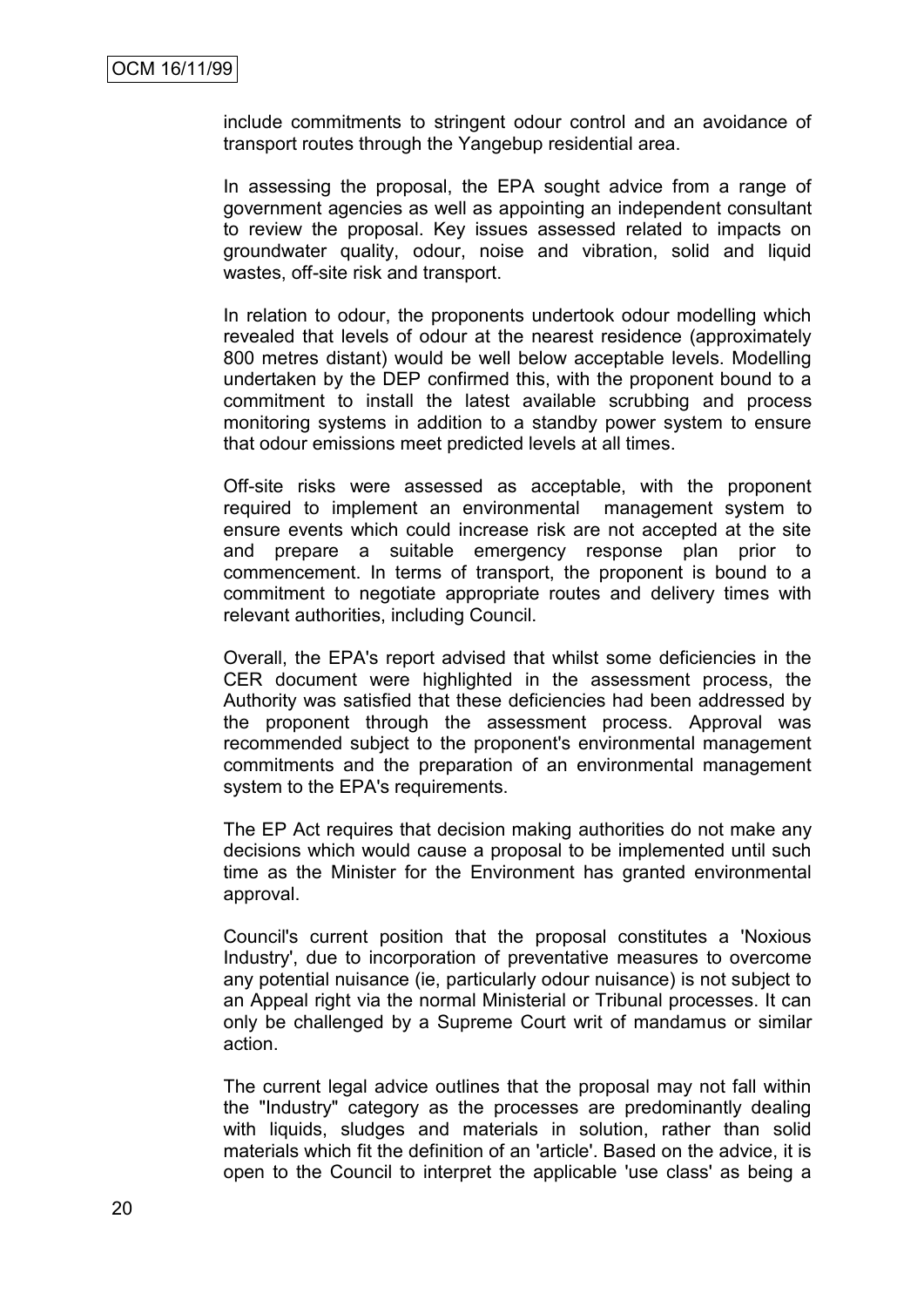include commitments to stringent odour control and an avoidance of transport routes through the Yangebup residential area.

In assessing the proposal, the EPA sought advice from a range of government agencies as well as appointing an independent consultant to review the proposal. Key issues assessed related to impacts on groundwater quality, odour, noise and vibration, solid and liquid wastes, off-site risk and transport.

In relation to odour, the proponents undertook odour modelling which revealed that levels of odour at the nearest residence (approximately 800 metres distant) would be well below acceptable levels. Modelling undertaken by the DEP confirmed this, with the proponent bound to a commitment to install the latest available scrubbing and process monitoring systems in addition to a standby power system to ensure that odour emissions meet predicted levels at all times.

Off-site risks were assessed as acceptable, with the proponent required to implement an environmental management system to ensure events which could increase risk are not accepted at the site and prepare a suitable emergency response plan prior to commencement. In terms of transport, the proponent is bound to a commitment to negotiate appropriate routes and delivery times with relevant authorities, including Council.

Overall, the EPA's report advised that whilst some deficiencies in the CER document were highlighted in the assessment process, the Authority was satisfied that these deficiencies had been addressed by the proponent through the assessment process. Approval was recommended subject to the proponent's environmental management commitments and the preparation of an environmental management system to the EPA's requirements.

The EP Act requires that decision making authorities do not make any decisions which would cause a proposal to be implemented until such time as the Minister for the Environment has granted environmental approval.

Council's current position that the proposal constitutes a 'Noxious Industry', due to incorporation of preventative measures to overcome any potential nuisance (ie, particularly odour nuisance) is not subject to an Appeal right via the normal Ministerial or Tribunal processes. It can only be challenged by a Supreme Court writ of mandamus or similar action.

The current legal advice outlines that the proposal may not fall within the "Industry" category as the processes are predominantly dealing with liquids, sludges and materials in solution, rather than solid materials which fit the definition of an 'article'. Based on the advice, it is open to the Council to interpret the applicable 'use class' as being a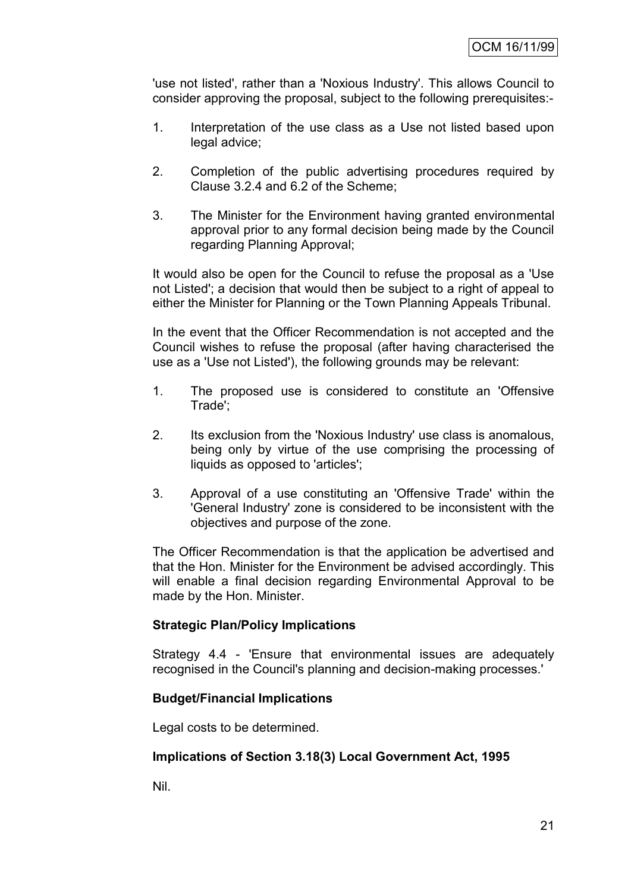'use not listed', rather than a 'Noxious Industry'. This allows Council to consider approving the proposal, subject to the following prerequisites:-

1. Interpretation of the use class as a Use not listed based upon legal advice;

2. Completion of the public advertising procedures required by Clause 3.2.4 and 6.2 of the Scheme;

3. The Minister for the Environment having granted environmental approval prior to any formal decision being made by the Council regarding Planning Approval;

It would also be open for the Council to refuse the proposal as a 'Use not Listed'; a decision that would then be subject to a right of appeal to either the Minister for Planning or the Town Planning Appeals Tribunal.

In the event that the Officer Recommendation is not accepted and the Council wishes to refuse the proposal (after having characterised the use as a 'Use not Listed'), the following grounds may be relevant:

1. The proposed use is considered to constitute an 'Offensive Trade';

2. Its exclusion from the 'Noxious Industry' use class is anomalous, being only by virtue of the use comprising the processing of liquids as opposed to 'articles';

3. Approval of a use constituting an 'Offensive Trade' within the 'General Industry' zone is considered to be inconsistent with the objectives and purpose of the zone.

The Officer Recommendation is that the application be advertised and that the Hon. Minister for the Environment be advised accordingly. This will enable a final decision regarding Environmental Approval to be made by the Hon. Minister.

**Strategic Plan/Policy Implications**

Strategy 4.4 - 'Ensure that environmental issues are adequately recognised in the Council's planning and decision-making processes.'

**Budget/Financial Implications**

Legal costs to be determined.

**Implications of Section 3.18(3) Local Government Act, 1995**

Nil.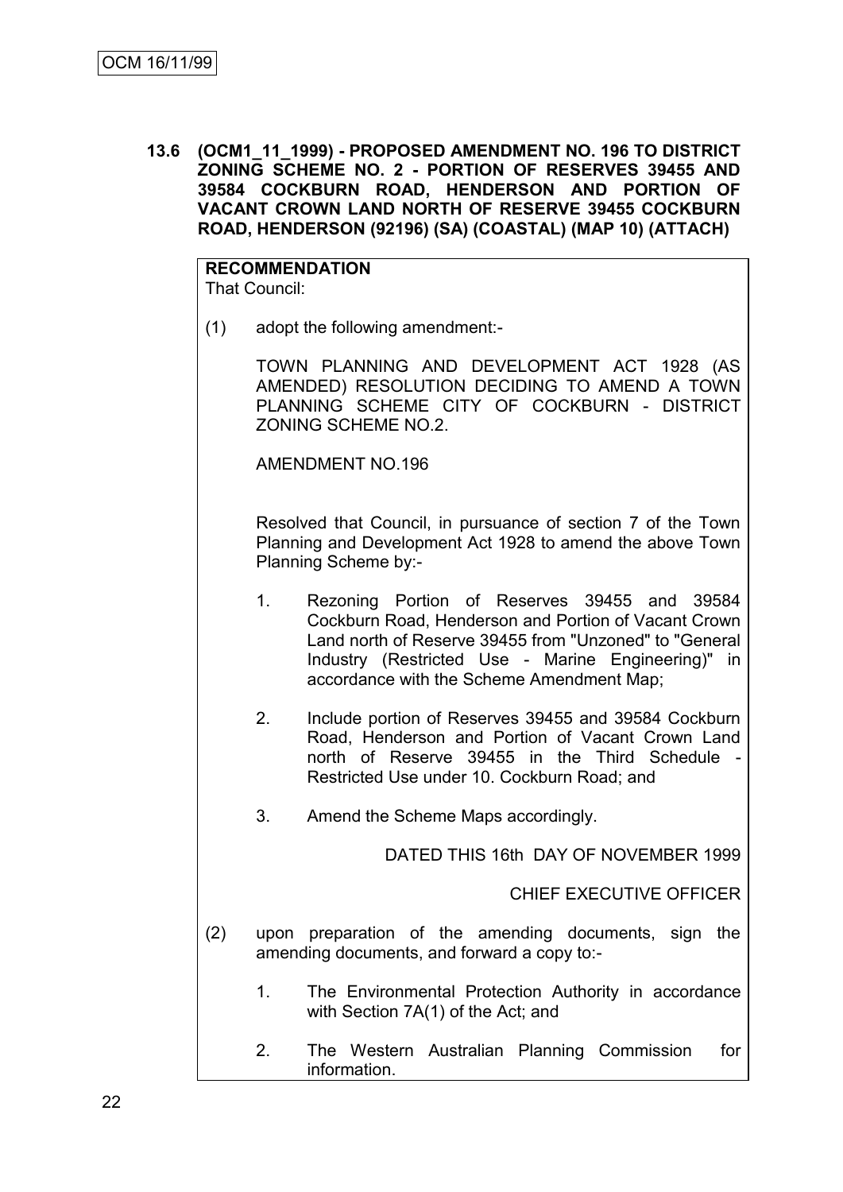**13.6 (OCM1_11_1999) - PROPOSED AMENDMENT NO. 196 TO DISTRICT ZONING SCHEME NO. 2 - PORTION OF RESERVES 39455 AND 39584 COCKBURN ROAD, HENDERSON AND PORTION OF VACANT CROWN LAND NORTH OF RESERVE 39455 COCKBURN ROAD, HENDERSON (92196) (SA) (COASTAL) (MAP 10) (ATTACH)**

**RECOMMENDATION**
That Council:

(1) adopt the following amendment:-

TOWN PLANNING AND DEVELOPMENT ACT 1928 (AS AMENDED) RESOLUTION DECIDING TO AMEND A TOWN PLANNING SCHEME CITY OF COCKBURN - DISTRICT ZONING SCHEME NO.2.

AMENDMENT NO.196

Resolved that Council, in pursuance of section 7 of the Town Planning and Development Act 1928 to amend the above Town Planning Scheme by:-

1. Rezoning Portion of Reserves 39455 and 39584 Cockburn Road, Henderson and Portion of Vacant Crown Land north of Reserve 39455 from "Unzoned" to "General Industry (Restricted Use - Marine Engineering)" in accordance with the Scheme Amendment Map;

2. Include portion of Reserves 39455 and 39584 Cockburn Road, Henderson and Portion of Vacant Crown Land north of Reserve 39455 in the Third Schedule - Restricted Use under 10. Cockburn Road; and

3. Amend the Scheme Maps accordingly.

DATED THIS 16th DAY OF NOVEMBER 1999

CHIEF EXECUTIVE OFFICER

(2) upon preparation of the amending documents, sign the amending documents, and forward a copy to:-

1. The Environmental Protection Authority in accordance with Section 7A(1) of the Act; and

2. The Western Australian Planning Commission for information.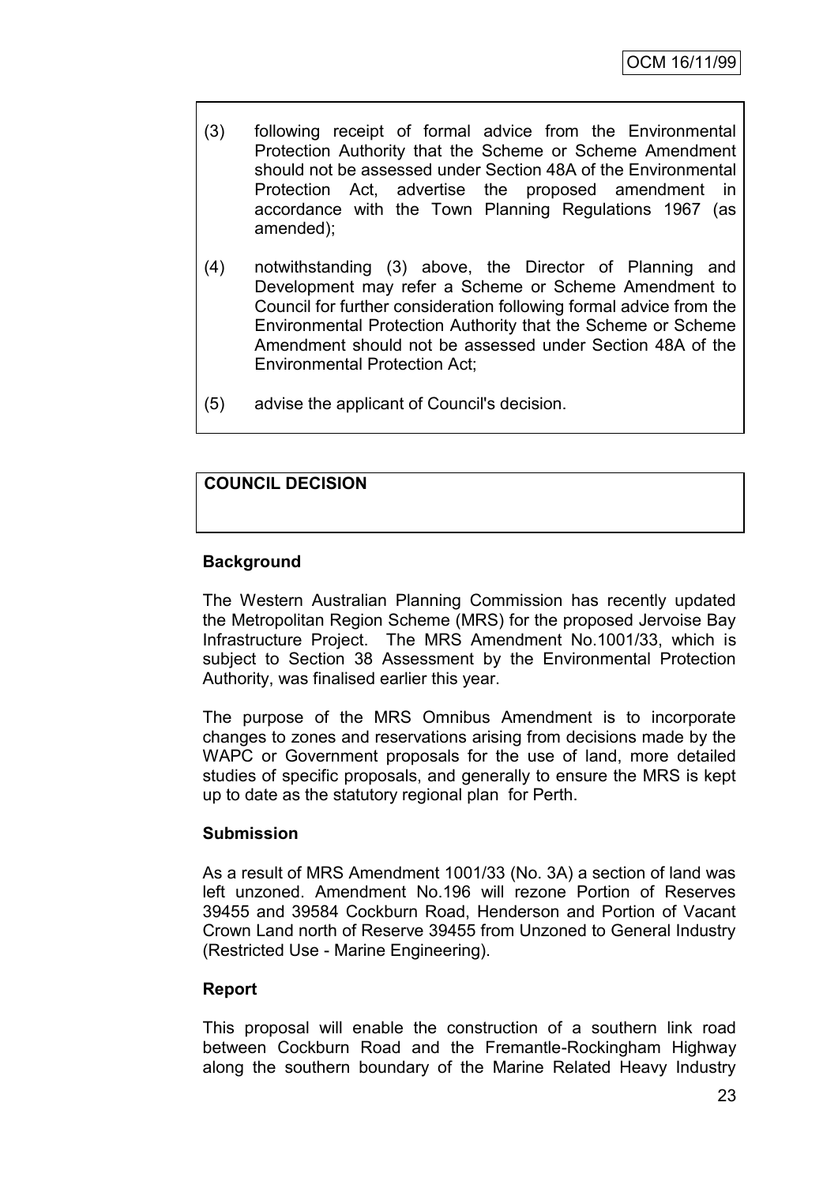(3) following receipt of formal advice from the Environmental Protection Authority that the Scheme or Scheme Amendment should not be assessed under Section 48A of the Environmental Protection Act, advertise the proposed amendment in accordance with the Town Planning Regulations 1967 (as amended);

(4) notwithstanding (3) above, the Director of Planning and Development may refer a Scheme or Scheme Amendment to Council for further consideration following formal advice from the Environmental Protection Authority that the Scheme or Scheme Amendment should not be assessed under Section 48A of the Environmental Protection Act;

(5) advise the applicant of Council's decision.

**COUNCIL DECISION**

**Background**

The Western Australian Planning Commission has recently updated the Metropolitan Region Scheme (MRS) for the proposed Jervoise Bay Infrastructure Project. The MRS Amendment No.1001/33, which is subject to Section 38 Assessment by the Environmental Protection Authority, was finalised earlier this year.

The purpose of the MRS Omnibus Amendment is to incorporate changes to zones and reservations arising from decisions made by the WAPC or Government proposals for the use of land, more detailed studies of specific proposals, and generally to ensure the MRS is kept up to date as the statutory regional plan for Perth.

**Submission**

As a result of MRS Amendment 1001/33 (No. 3A) a section of land was left unzoned. Amendment No.196 will rezone Portion of Reserves 39455 and 39584 Cockburn Road, Henderson and Portion of Vacant Crown Land north of Reserve 39455 from Unzoned to General Industry (Restricted Use - Marine Engineering).

**Report**

This proposal will enable the construction of a southern link road between Cockburn Road and the Fremantle-Rockingham Highway along the southern boundary of the Marine Related Heavy Industry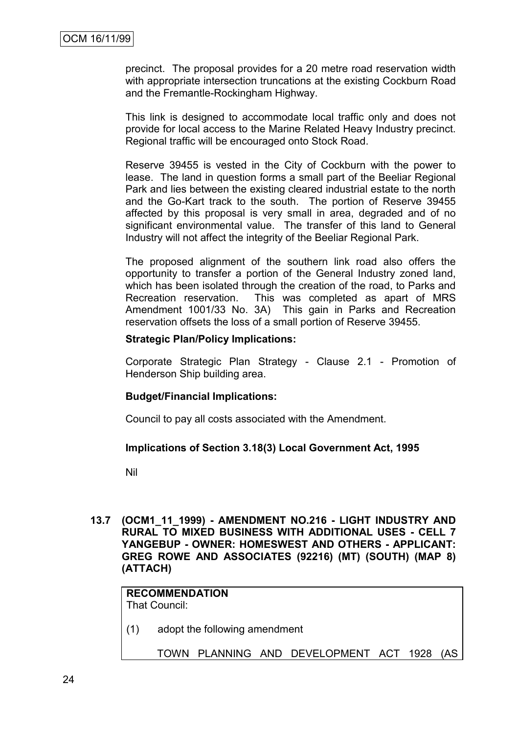precinct. The proposal provides for a 20 metre road reservation width with appropriate intersection truncations at the existing Cockburn Road and the Fremantle-Rockingham Highway.

This link is designed to accommodate local traffic only and does not provide for local access to the Marine Related Heavy Industry precinct. Regional traffic will be encouraged onto Stock Road.

Reserve 39455 is vested in the City of Cockburn with the power to lease. The land in question forms a small part of the Beeliar Regional Park and lies between the existing cleared industrial estate to the north and the Go-Kart track to the south. The portion of Reserve 39455 affected by this proposal is very small in area, degraded and of no significant environmental value. The transfer of this land to General Industry will not affect the integrity of the Beeliar Regional Park.

The proposed alignment of the southern link road also offers the opportunity to transfer a portion of the General Industry zoned land, which has been isolated through the creation of the road, to Parks and Recreation reservation. This was completed as apart of MRS Amendment 1001/33 No. 3A) This gain in Parks and Recreation reservation offsets the loss of a small portion of Reserve 39455.

**Strategic Plan/Policy Implications:**

Corporate Strategic Plan Strategy - Clause 2.1 - Promotion of Henderson Ship building area.

**Budget/Financial Implications:**

Council to pay all costs associated with the Amendment.

**Implications of Section 3.18(3) Local Government Act, 1995**

Nil

**13.7 (OCM1_11_1999) - AMENDMENT NO.216 - LIGHT INDUSTRY AND RURAL TO MIXED BUSINESS WITH ADDITIONAL USES - CELL 7 YANGEBUP - OWNER: HOMESWEST AND OTHERS - APPLICANT: GREG ROWE AND ASSOCIATES (92216) (MT) (SOUTH) (MAP 8) (ATTACH)**

**RECOMMENDATION**
That Council:

(1) adopt the following amendment

TOWN PLANNING AND DEVELOPMENT ACT 1928 (AS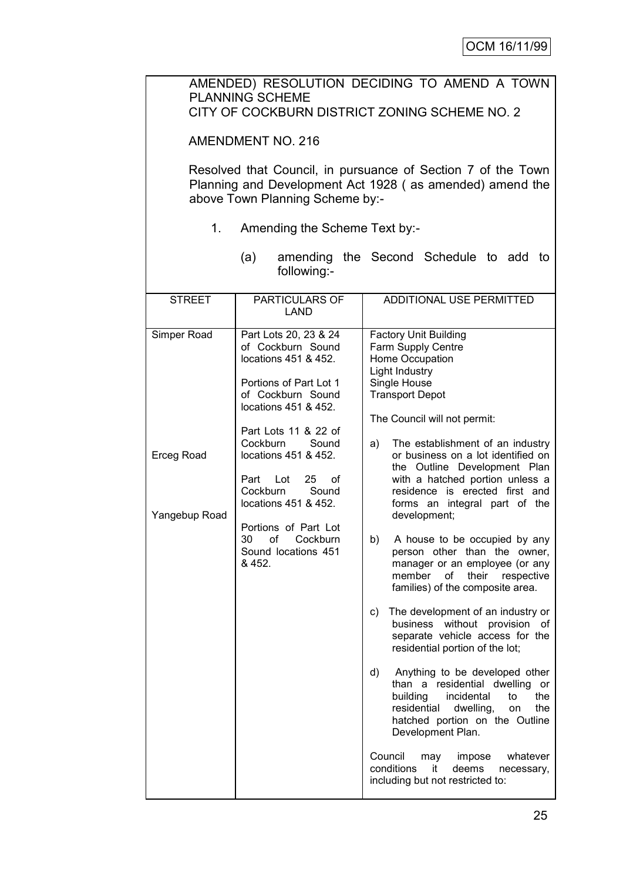AMENDED) RESOLUTION DECIDING TO AMEND A TOWN PLANNING SCHEME
CITY OF COCKBURN DISTRICT ZONING SCHEME NO. 2

AMENDMENT NO. 216

Resolved that Council, in pursuance of Section 7 of the Town Planning and Development Act 1928 ( as amended) amend the above Town Planning Scheme by:-

1. Amending the Scheme Text by:-

   (a) amending the Second Schedule to add to following:-

| STREET | PARTICULARS OF LAND | ADDITIONAL USE PERMITTED |
|---|---|---|
| Simper Road<br><br><br><br><br><br><br>Erceg Road<br><br><br><br>Yangebup Road | Part Lots 20, 23 & 24 of Cockburn Sound locations 451 & 452.<br><br>Portions of Part Lot 1 of Cockburn Sound locations 451 & 452.<br><br>Part Lots 11 & 22 of Cockburn Sound locations 451 & 452.<br><br>Part Lot 25 of Cockburn Sound locations 451 & 452.<br><br>Portions of Part Lot 30 of Cockburn Sound locations 451 & 452. | Factory Unit Building<br>Farm Supply Centre<br>Home Occupation<br>Light Industry<br>Single House<br>Transport Depot<br><br>The Council will not permit:<br><br>a) The establishment of an industry or business on a lot identified on the Outline Development Plan with a hatched portion unless a residence is erected first and forms an integral part of the development;<br><br>b) A house to be occupied by any person other than the owner, manager or an employee (or any member of their respective families) of the composite area.<br><br>c) The development of an industry or business without provision of separate vehicle access for the residential portion of the lot;<br><br>d) Anything to be developed other than a residential dwelling or building incidental to the residential dwelling, on the hatched portion on the Outline Development Plan.<br><br>Council may impose whatever conditions it deems necessary, including but not restricted to: |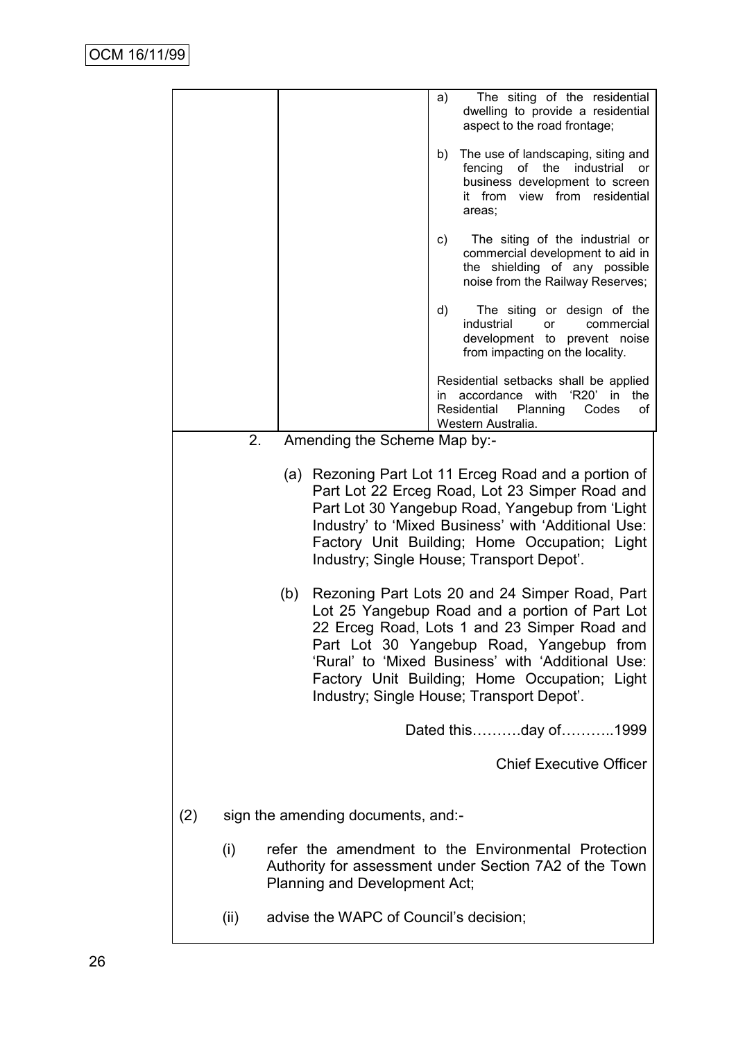| | | |
|---|---|---|
| | | a) The siting of the residential dwelling to provide a residential aspect to the road frontage;<br><br>b) The use of landscaping, siting and fencing of the industrial or business development to screen it from view from residential areas;<br><br>c) The siting of the industrial or commercial development to aid in the shielding of any possible noise from the Railway Reserves;<br><br>d) The siting or design of the industrial or commercial development to prevent noise from impacting on the locality.<br><br>Residential setbacks shall be applied in accordance with 'R20' in the Residential Planning Codes of Western Australia. |

2. Amending the Scheme Map by:-

   (a) Rezoning Part Lot 11 Erceg Road and a portion of Part Lot 22 Erceg Road, Lot 23 Simper Road and Part Lot 30 Yangebup Road, Yangebup from 'Light Industry' to 'Mixed Business' with 'Additional Use: Factory Unit Building; Home Occupation; Light Industry; Single House; Transport Depot'.

   (b) Rezoning Part Lots 20 and 24 Simper Road, Part Lot 25 Yangebup Road and a portion of Part Lot 22 Erceg Road, Lots 1 and 23 Simper Road and Part Lot 30 Yangebup Road, Yangebup from 'Rural' to 'Mixed Business' with 'Additional Use: Factory Unit Building; Home Occupation; Light Industry; Single House; Transport Depot'.

Dated this……….day of………..1999

Chief Executive Officer

(2) sign the amending documents, and:-

   (i) refer the amendment to the Environmental Protection Authority for assessment under Section 7A2 of the Town Planning and Development Act;

   (ii) advise the WAPC of Council's decision;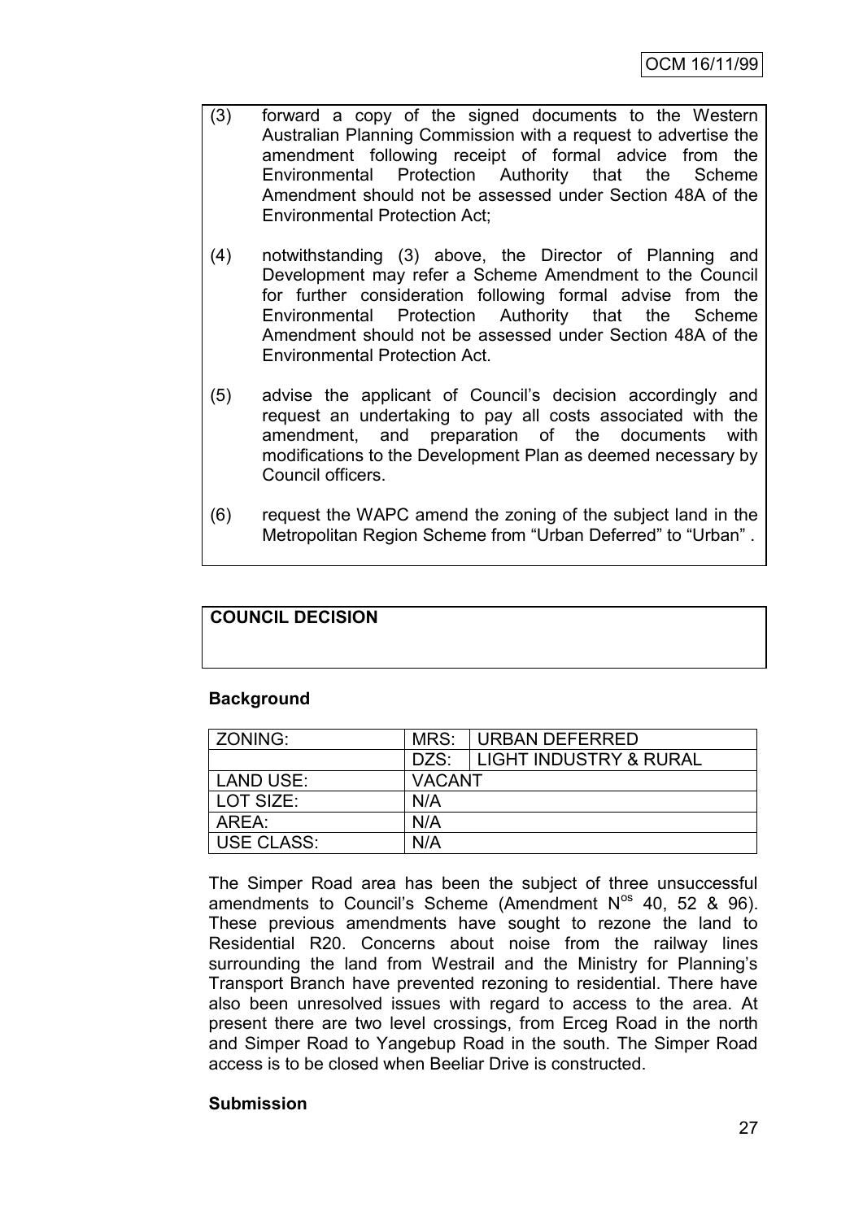(3) forward a copy of the signed documents to the Western Australian Planning Commission with a request to advertise the amendment following receipt of formal advice from the Environmental Protection Authority that the Scheme Amendment should not be assessed under Section 48A of the Environmental Protection Act;

(4) notwithstanding (3) above, the Director of Planning and Development may refer a Scheme Amendment to the Council for further consideration following formal advise from the Environmental Protection Authority that the Scheme Amendment should not be assessed under Section 48A of the Environmental Protection Act.

(5) advise the applicant of Council's decision accordingly and request an undertaking to pay all costs associated with the amendment, and preparation of the documents with modifications to the Development Plan as deemed necessary by Council officers.

(6) request the WAPC amend the zoning of the subject land in the Metropolitan Region Scheme from "Urban Deferred" to "Urban" .

**COUNCIL DECISION**

**Background**

| | | |
|---|---|---|
| ZONING: | MRS: | URBAN DEFERRED |
| | DZS: | LIGHT INDUSTRY & RURAL |
| LAND USE: | VACANT | |
| LOT SIZE: | N/A | |
| AREA: | N/A | |
| USE CLASS: | N/A | |

The Simper Road area has been the subject of three unsuccessful amendments to Council's Scheme (Amendment N[os] 40, 52 & 96). These previous amendments have sought to rezone the land to Residential R20. Concerns about noise from the railway lines surrounding the land from Westrail and the Ministry for Planning's Transport Branch have prevented rezoning to residential. There have also been unresolved issues with regard to access to the area. At present there are two level crossings, from Erceg Road in the north and Simper Road to Yangebup Road in the south. The Simper Road access is to be closed when Beeliar Drive is constructed.

**Submission**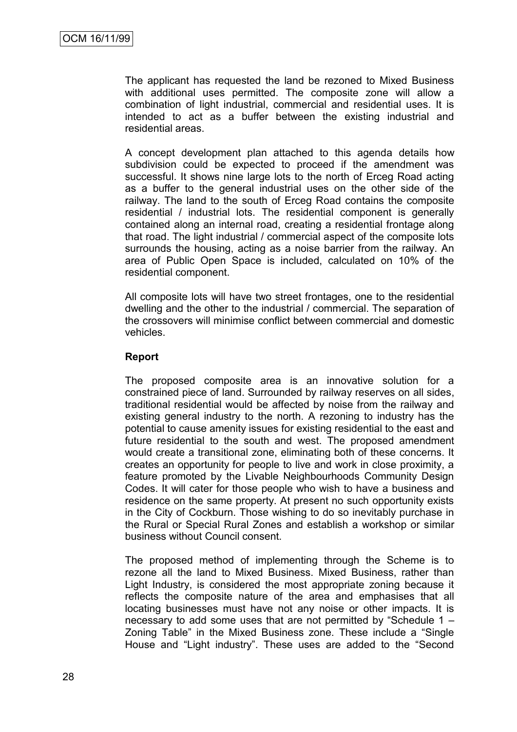The applicant has requested the land be rezoned to Mixed Business with additional uses permitted. The composite zone will allow a combination of light industrial, commercial and residential uses. It is intended to act as a buffer between the existing industrial and residential areas.

A concept development plan attached to this agenda details how subdivision could be expected to proceed if the amendment was successful. It shows nine large lots to the north of Erceg Road acting as a buffer to the general industrial uses on the other side of the railway. The land to the south of Erceg Road contains the composite residential / industrial lots. The residential component is generally contained along an internal road, creating a residential frontage along that road. The light industrial / commercial aspect of the composite lots surrounds the housing, acting as a noise barrier from the railway. An area of Public Open Space is included, calculated on 10% of the residential component.

All composite lots will have two street frontages, one to the residential dwelling and the other to the industrial / commercial. The separation of the crossovers will minimise conflict between commercial and domestic vehicles.

**Report**

The proposed composite area is an innovative solution for a constrained piece of land. Surrounded by railway reserves on all sides, traditional residential would be affected by noise from the railway and existing general industry to the north. A rezoning to industry has the potential to cause amenity issues for existing residential to the east and future residential to the south and west. The proposed amendment would create a transitional zone, eliminating both of these concerns. It creates an opportunity for people to live and work in close proximity, a feature promoted by the Livable Neighbourhoods Community Design Codes. It will cater for those people who wish to have a business and residence on the same property. At present no such opportunity exists in the City of Cockburn. Those wishing to do so inevitably purchase in the Rural or Special Rural Zones and establish a workshop or similar business without Council consent.

The proposed method of implementing through the Scheme is to rezone all the land to Mixed Business. Mixed Business, rather than Light Industry, is considered the most appropriate zoning because it reflects the composite nature of the area and emphasises that all locating businesses must have not any noise or other impacts. It is necessary to add some uses that are not permitted by "Schedule 1 – Zoning Table" in the Mixed Business zone. These include a "Single House and "Light industry". These uses are added to the "Second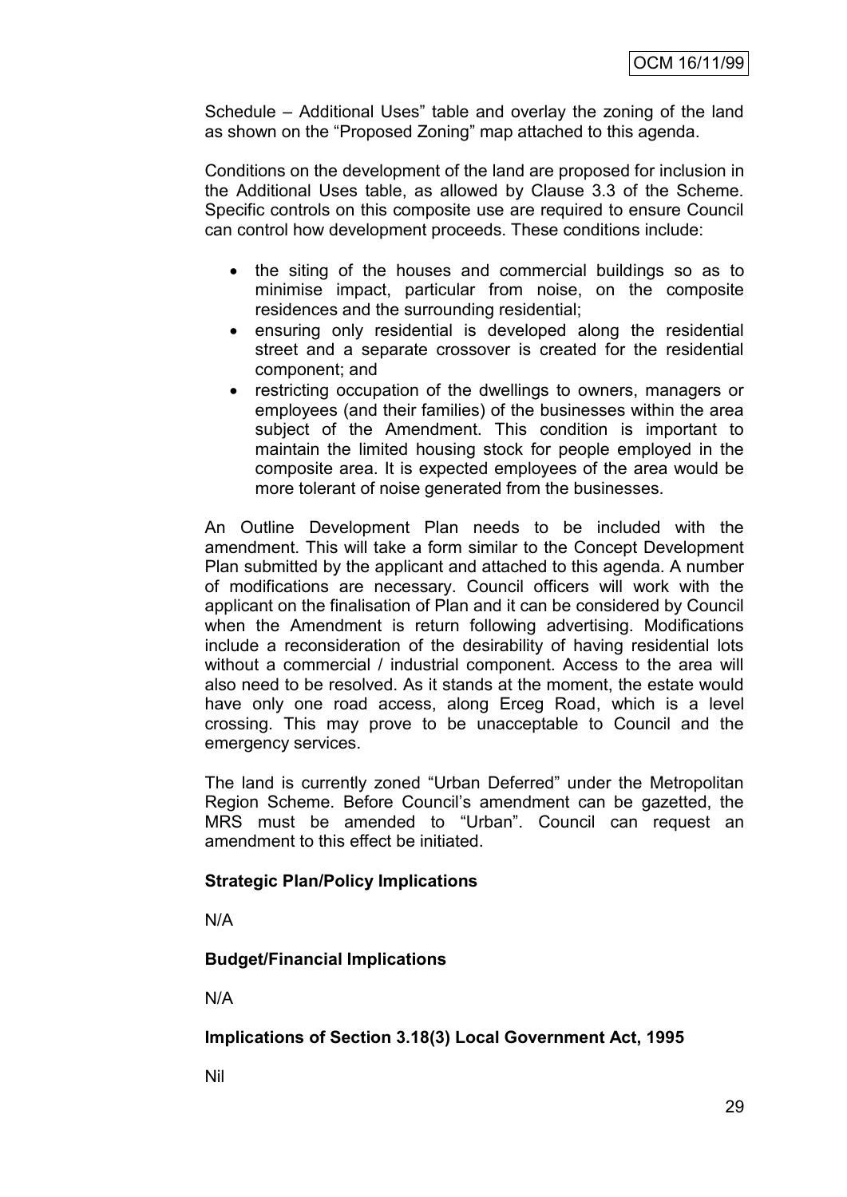Schedule – Additional Uses" table and overlay the zoning of the land as shown on the "Proposed Zoning" map attached to this agenda.

Conditions on the development of the land are proposed for inclusion in the Additional Uses table, as allowed by Clause 3.3 of the Scheme. Specific controls on this composite use are required to ensure Council can control how development proceeds. These conditions include:

- the siting of the houses and commercial buildings so as to minimise impact, particular from noise, on the composite residences and the surrounding residential;
- ensuring only residential is developed along the residential street and a separate crossover is created for the residential component; and
- restricting occupation of the dwellings to owners, managers or employees (and their families) of the businesses within the area subject of the Amendment. This condition is important to maintain the limited housing stock for people employed in the composite area. It is expected employees of the area would be more tolerant of noise generated from the businesses.

An Outline Development Plan needs to be included with the amendment. This will take a form similar to the Concept Development Plan submitted by the applicant and attached to this agenda. A number of modifications are necessary. Council officers will work with the applicant on the finalisation of Plan and it can be considered by Council when the Amendment is return following advertising. Modifications include a reconsideration of the desirability of having residential lots without a commercial / industrial component. Access to the area will also need to be resolved. As it stands at the moment, the estate would have only one road access, along Erceg Road, which is a level crossing. This may prove to be unacceptable to Council and the emergency services.

The land is currently zoned "Urban Deferred" under the Metropolitan Region Scheme. Before Council's amendment can be gazetted, the MRS must be amended to "Urban". Council can request an amendment to this effect be initiated.

**Strategic Plan/Policy Implications**

N/A

**Budget/Financial Implications**

N/A

**Implications of Section 3.18(3) Local Government Act, 1995**

Nil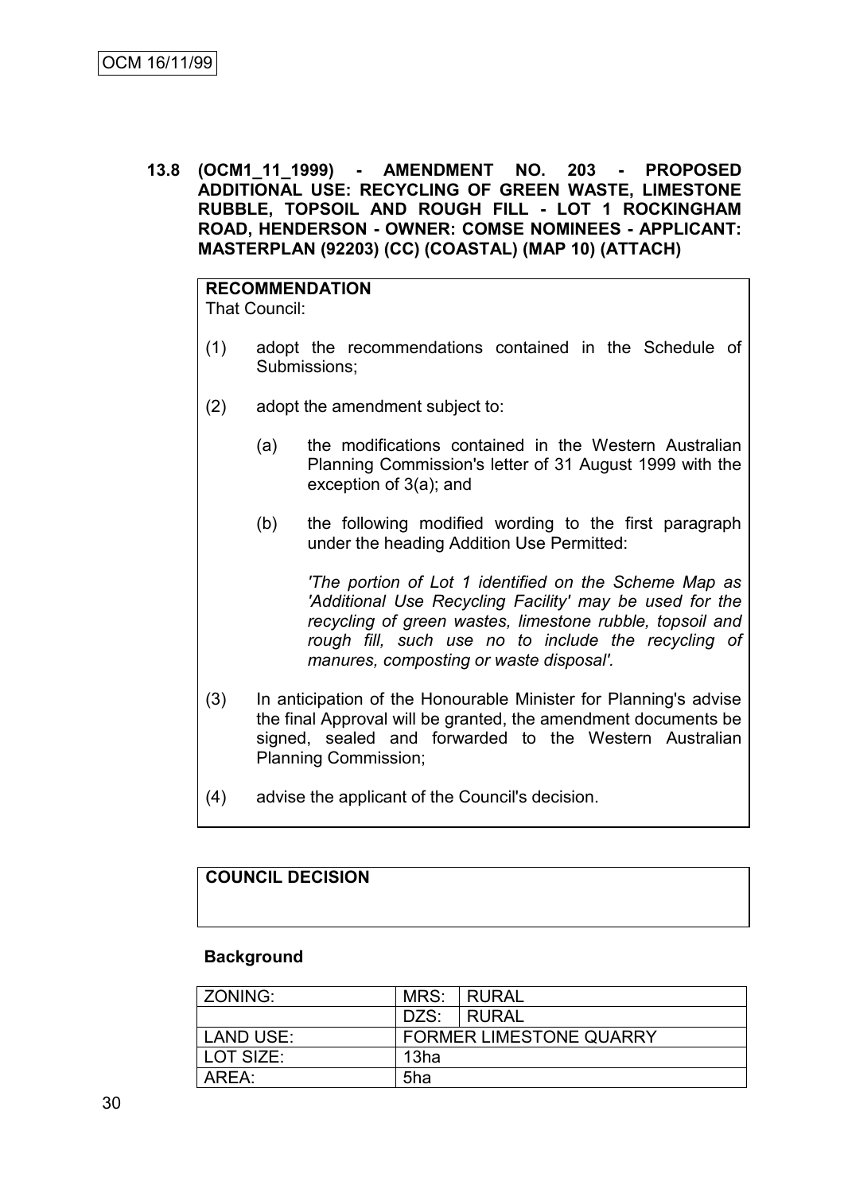**13.8 (OCM1_11_1999) - AMENDMENT NO. 203 - PROPOSED ADDITIONAL USE: RECYCLING OF GREEN WASTE, LIMESTONE RUBBLE, TOPSOIL AND ROUGH FILL - LOT 1 ROCKINGHAM ROAD, HENDERSON - OWNER: COMSE NOMINEES - APPLICANT: MASTERPLAN (92203) (CC) (COASTAL) (MAP 10) (ATTACH)**

**RECOMMENDATION**

That Council:

(1) adopt the recommendations contained in the Schedule of Submissions;

(2) adopt the amendment subject to:

 (a) the modifications contained in the Western Australian Planning Commission's letter of 31 August 1999 with the exception of 3(a); and

 (b) the following modified wording to the first paragraph under the heading Addition Use Permitted:

 *'The portion of Lot 1 identified on the Scheme Map as 'Additional Use Recycling Facility' may be used for the recycling of green wastes, limestone rubble, topsoil and rough fill, such use no to include the recycling of manures, composting or waste disposal'.*

(3) In anticipation of the Honourable Minister for Planning's advise the final Approval will be granted, the amendment documents be signed, sealed and forwarded to the Western Australian Planning Commission;

(4) advise the applicant of the Council's decision.

**COUNCIL DECISION**

**Background**

| | | |
|---|---|---|
| ZONING: | MRS: | RURAL |
| | DZS: | RURAL |
| LAND USE: | FORMER LIMESTONE QUARRY | |
| LOT SIZE: | 13ha | |
| AREA: | 5ha | |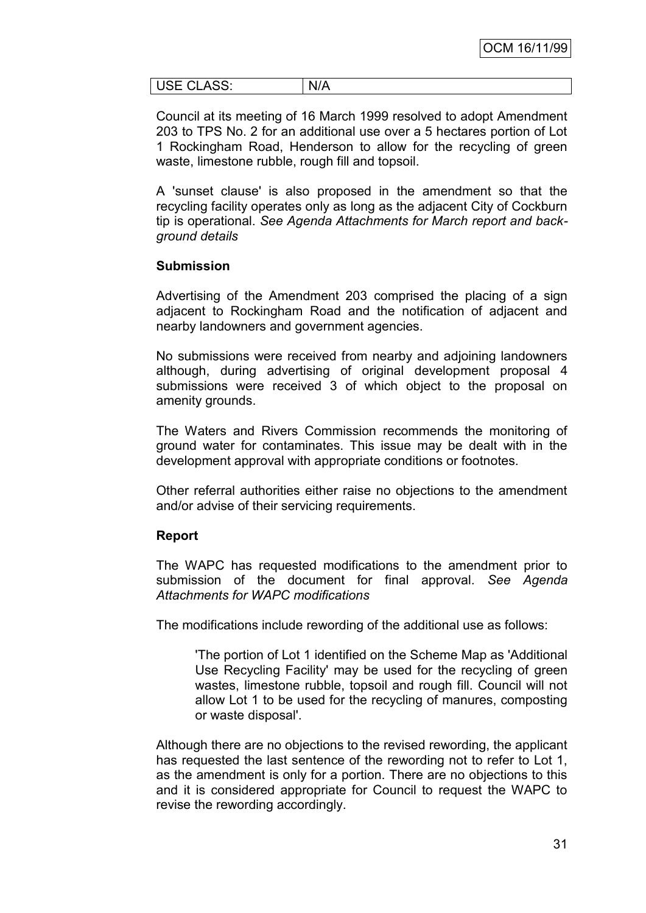| USE CLASS: | N/A |
|---|---|

Council at its meeting of 16 March 1999 resolved to adopt Amendment 203 to TPS No. 2 for an additional use over a 5 hectares portion of Lot 1 Rockingham Road, Henderson to allow for the recycling of green waste, limestone rubble, rough fill and topsoil.

A 'sunset clause' is also proposed in the amendment so that the recycling facility operates only as long as the adjacent City of Cockburn tip is operational. *See Agenda Attachments for March report and background details*

**Submission**

Advertising of the Amendment 203 comprised the placing of a sign adjacent to Rockingham Road and the notification of adjacent and nearby landowners and government agencies.

No submissions were received from nearby and adjoining landowners although, during advertising of original development proposal 4 submissions were received 3 of which object to the proposal on amenity grounds.

The Waters and Rivers Commission recommends the monitoring of ground water for contaminates. This issue may be dealt with in the development approval with appropriate conditions or footnotes.

Other referral authorities either raise no objections to the amendment and/or advise of their servicing requirements.

**Report**

The WAPC has requested modifications to the amendment prior to submission of the document for final approval. *See Agenda Attachments for WAPC modifications*

The modifications include rewording of the additional use as follows:

> 'The portion of Lot 1 identified on the Scheme Map as 'Additional Use Recycling Facility' may be used for the recycling of green wastes, limestone rubble, topsoil and rough fill. Council will not allow Lot 1 to be used for the recycling of manures, composting or waste disposal'.

Although there are no objections to the revised rewording, the applicant has requested the last sentence of the rewording not to refer to Lot 1, as the amendment is only for a portion. There are no objections to this and it is considered appropriate for Council to request the WAPC to revise the rewording accordingly.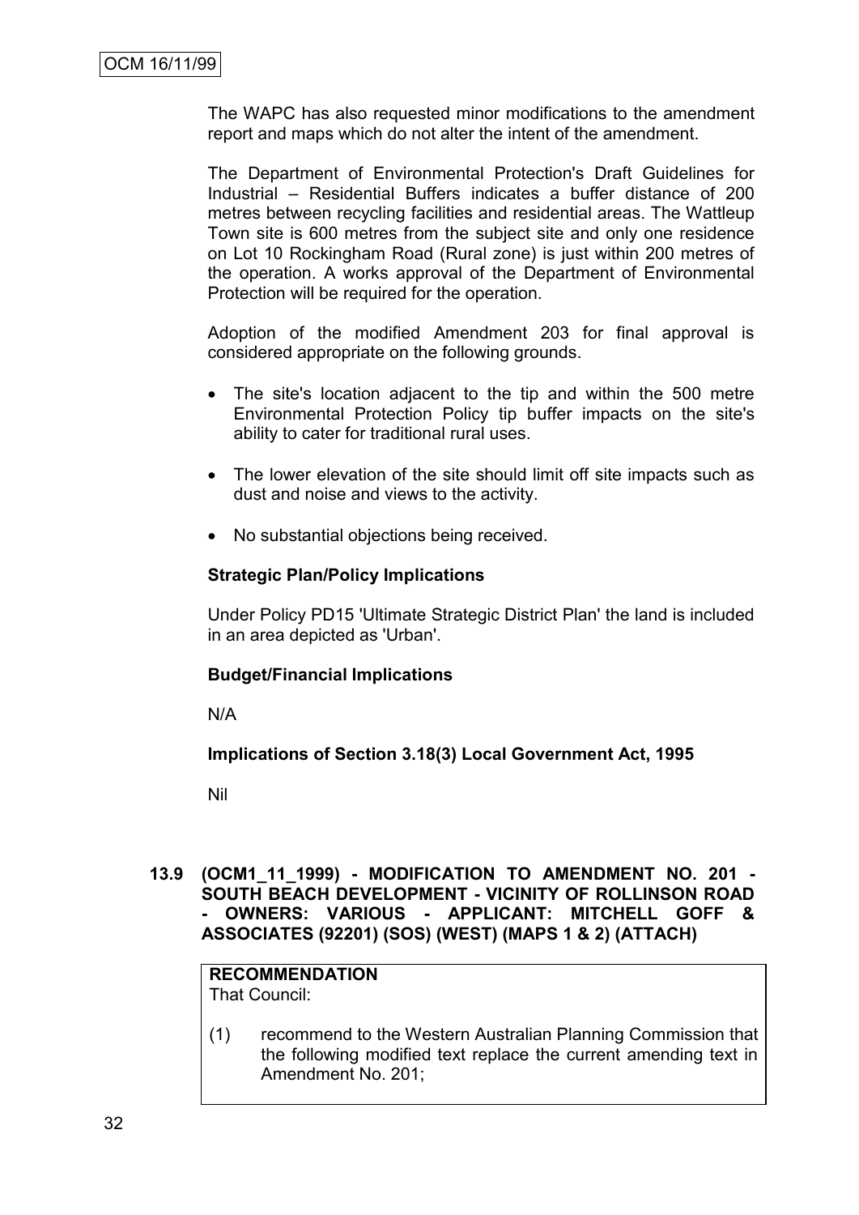The WAPC has also requested minor modifications to the amendment report and maps which do not alter the intent of the amendment.

The Department of Environmental Protection's Draft Guidelines for Industrial – Residential Buffers indicates a buffer distance of 200 metres between recycling facilities and residential areas. The Wattleup Town site is 600 metres from the subject site and only one residence on Lot 10 Rockingham Road (Rural zone) is just within 200 metres of the operation. A works approval of the Department of Environmental Protection will be required for the operation.

Adoption of the modified Amendment 203 for final approval is considered appropriate on the following grounds.

- The site's location adjacent to the tip and within the 500 metre Environmental Protection Policy tip buffer impacts on the site's ability to cater for traditional rural uses.
- The lower elevation of the site should limit off site impacts such as dust and noise and views to the activity.
- No substantial objections being received.

**Strategic Plan/Policy Implications**

Under Policy PD15 'Ultimate Strategic District Plan' the land is included in an area depicted as 'Urban'.

**Budget/Financial Implications**

N/A

**Implications of Section 3.18(3) Local Government Act, 1995**

Nil

**13.9 (OCM1_11_1999) - MODIFICATION TO AMENDMENT NO. 201 - SOUTH BEACH DEVELOPMENT - VICINITY OF ROLLINSON ROAD - OWNERS: VARIOUS - APPLICANT: MITCHELL GOFF & ASSOCIATES (92201) (SOS) (WEST) (MAPS 1 & 2) (ATTACH)**

**RECOMMENDATION**
That Council:

(1) recommend to the Western Australian Planning Commission that the following modified text replace the current amending text in Amendment No. 201;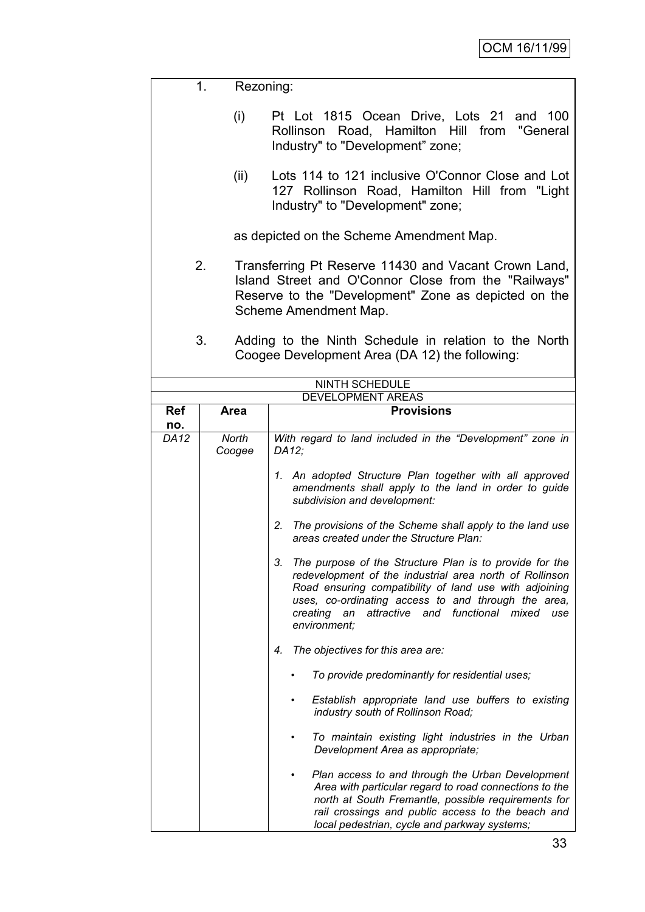1. Rezoning:

   (i) Pt Lot 1815 Ocean Drive, Lots 21 and 100 Rollinson Road, Hamilton Hill from "General Industry" to "Development" zone;

   (ii) Lots 114 to 121 inclusive O'Connor Close and Lot 127 Rollinson Road, Hamilton Hill from "Light Industry" to "Development" zone;

   as depicted on the Scheme Amendment Map.

2. Transferring Pt Reserve 11430 and Vacant Crown Land, Island Street and O'Connor Close from the "Railways" Reserve to the "Development" Zone as depicted on the Scheme Amendment Map.

3. Adding to the Ninth Schedule in relation to the North Coogee Development Area (DA 12) the following:

NINTH SCHEDULE

DEVELOPMENT AREAS

| Ref no. | Area | Provisions |
|---|---|---|
| *DA12* | *North Coogee* | *With regard to land included in the "Development" zone in DA12;*<br><br>*1. An adopted Structure Plan together with all approved amendments shall apply to the land in order to guide subdivision and development:*<br><br>*2. The provisions of the Scheme shall apply to the land use areas created under the Structure Plan:*<br><br>*3. The purpose of the Structure Plan is to provide for the redevelopment of the industrial area north of Rollinson Road ensuring compatibility of land use with adjoining uses, co-ordinating access to and through the area, creating an attractive and functional mixed use environment;*<br><br>*4. The objectives for this area are:*<br><br>• *To provide predominantly for residential uses;*<br><br>• *Establish appropriate land use buffers to existing industry south of Rollinson Road;*<br><br>• *To maintain existing light industries in the Urban Development Area as appropriate;*<br><br>• *Plan access to and through the Urban Development Area with particular regard to road connections to the north at South Fremantle, possible requirements for rail crossings and public access to the beach and local pedestrian, cycle and parkway systems;* |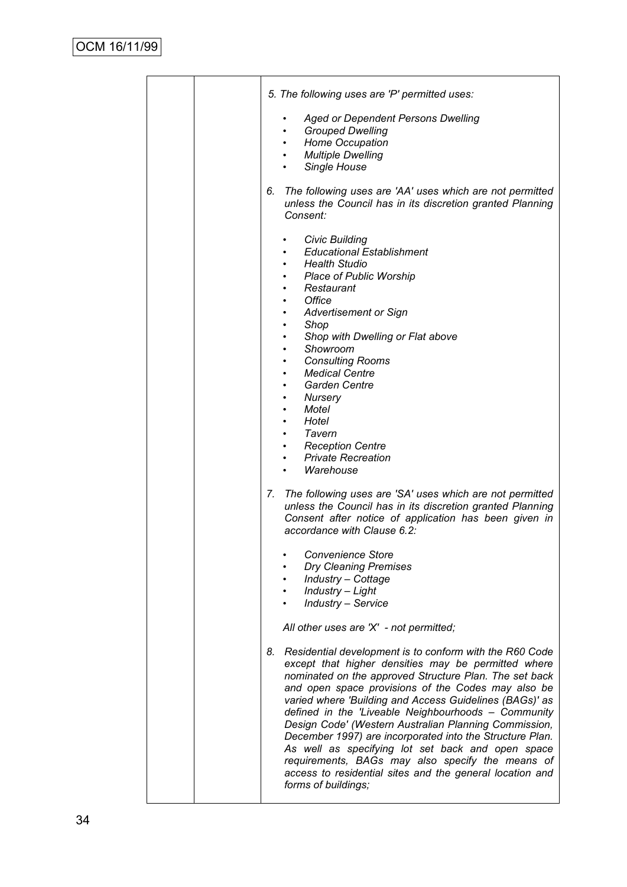| | | |
|---|---|---|
| | | *5. The following uses are 'P' permitted uses:*<br><br>• *Aged or Dependent Persons Dwelling*<br>• *Grouped Dwelling*<br>• *Home Occupation*<br>• *Multiple Dwelling*<br>• *Single House*<br><br>*6. The following uses are 'AA' uses which are not permitted unless the Council has in its discretion granted Planning Consent:*<br><br>• *Civic Building*<br>• *Educational Establishment*<br>• *Health Studio*<br>• *Place of Public Worship*<br>• *Restaurant*<br>• *Office*<br>• *Advertisement or Sign*<br>• *Shop*<br>• *Shop with Dwelling or Flat above*<br>• *Showroom*<br>• *Consulting Rooms*<br>• *Medical Centre*<br>• *Garden Centre*<br>• *Nursery*<br>• *Motel*<br>• *Hotel*<br>• *Tavern*<br>• *Reception Centre*<br>• *Private Recreation*<br>• *Warehouse*<br><br>*7. The following uses are 'SA' uses which are not permitted unless the Council has in its discretion granted Planning Consent after notice of application has been given in accordance with Clause 6.2:*<br><br>• *Convenience Store*<br>• *Dry Cleaning Premises*<br>• *Industry – Cottage*<br>• *Industry – Light*<br>• *Industry – Service*<br><br>*All other uses are 'X' - not permitted;*<br><br>*8. Residential development is to conform with the R60 Code except that higher densities may be permitted where nominated on the approved Structure Plan. The set back and open space provisions of the Codes may also be varied where 'Building and Access Guidelines (BAGs)' as defined in the 'Liveable Neighbourhoods – Community Design Code' (Western Australian Planning Commission, December 1997) are incorporated into the Structure Plan. As well as specifying lot set back and open space requirements, BAGs may also specify the means of access to residential sites and the general location and forms of buildings;* |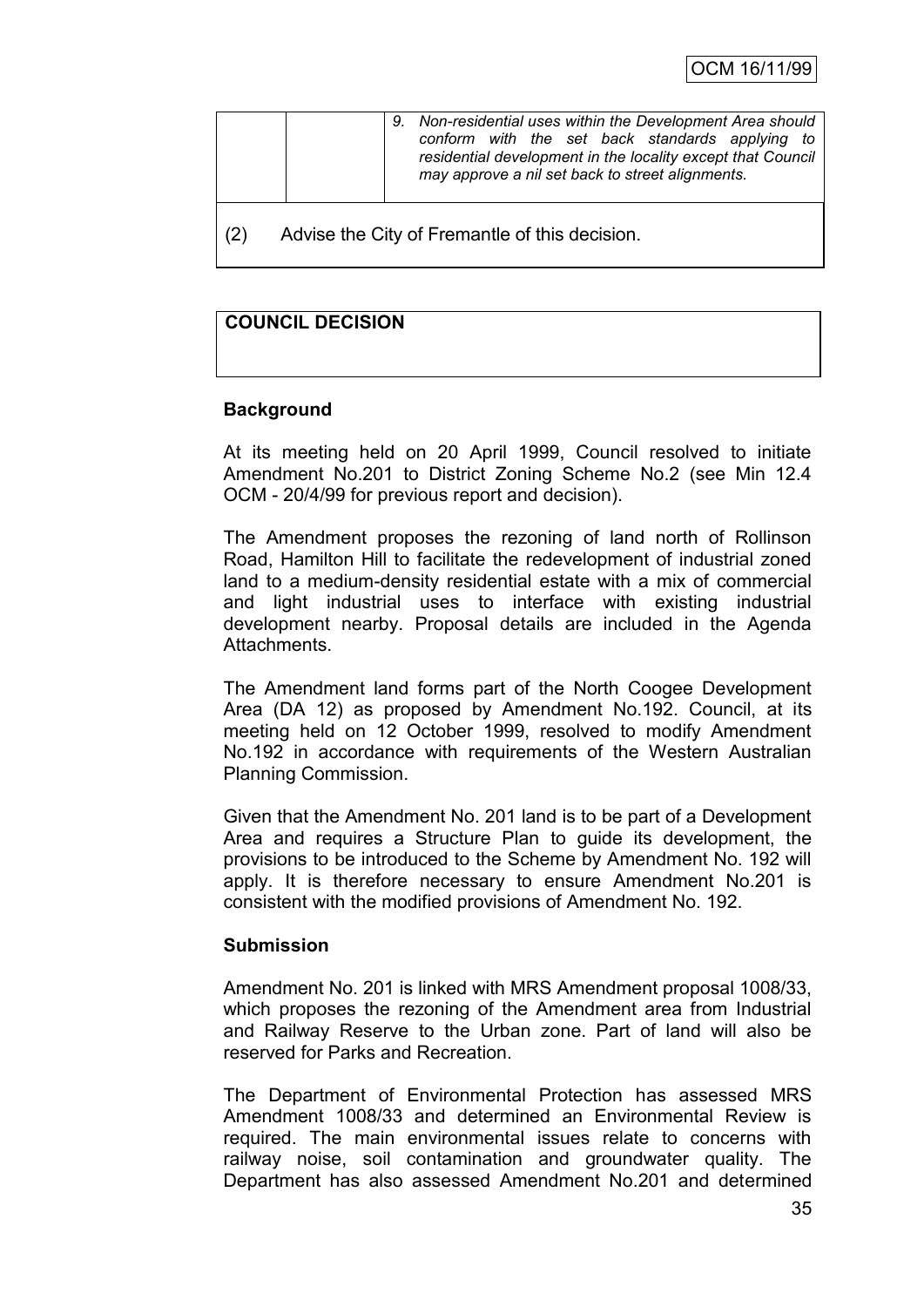| | | 9. *Non-residential uses within the Development Area should conform with the set back standards applying to residential development in the locality except that Council may approve a nil set back to street alignments.* |
|---|---|---|

(2) Advise the City of Fremantle of this decision.

| **COUNCIL DECISION** |
|---|
| |

**Background**

At its meeting held on 20 April 1999, Council resolved to initiate Amendment No.201 to District Zoning Scheme No.2 (see Min 12.4 OCM - 20/4/99 for previous report and decision).

The Amendment proposes the rezoning of land north of Rollinson Road, Hamilton Hill to facilitate the redevelopment of industrial zoned land to a medium-density residential estate with a mix of commercial and light industrial uses to interface with existing industrial development nearby. Proposal details are included in the Agenda Attachments.

The Amendment land forms part of the North Coogee Development Area (DA 12) as proposed by Amendment No.192. Council, at its meeting held on 12 October 1999, resolved to modify Amendment No.192 in accordance with requirements of the Western Australian Planning Commission.

Given that the Amendment No. 201 land is to be part of a Development Area and requires a Structure Plan to guide its development, the provisions to be introduced to the Scheme by Amendment No. 192 will apply. It is therefore necessary to ensure Amendment No.201 is consistent with the modified provisions of Amendment No. 192.

**Submission**

Amendment No. 201 is linked with MRS Amendment proposal 1008/33, which proposes the rezoning of the Amendment area from Industrial and Railway Reserve to the Urban zone. Part of land will also be reserved for Parks and Recreation.

The Department of Environmental Protection has assessed MRS Amendment 1008/33 and determined an Environmental Review is required. The main environmental issues relate to concerns with railway noise, soil contamination and groundwater quality. The Department has also assessed Amendment No.201 and determined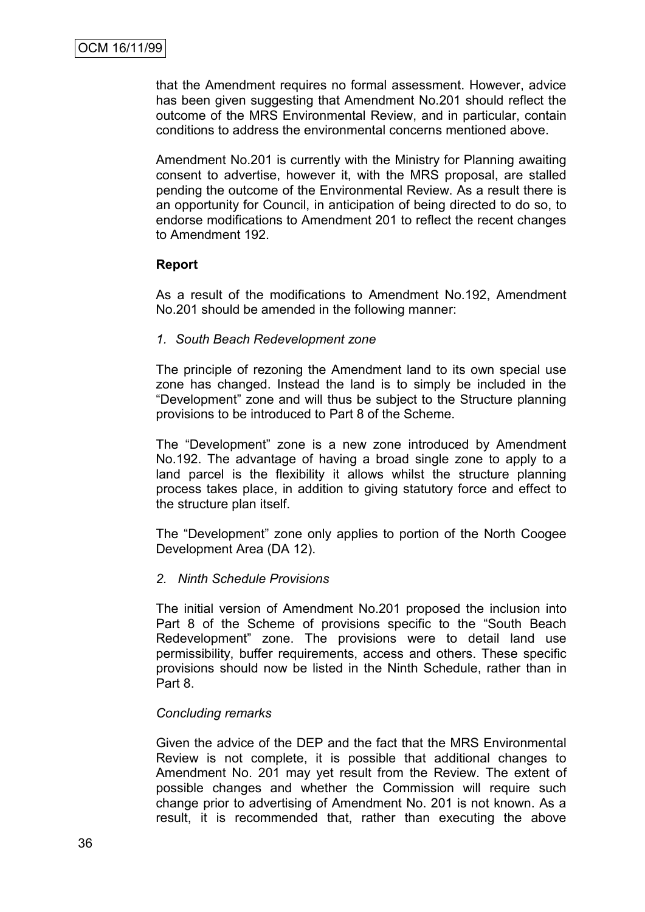that the Amendment requires no formal assessment. However, advice has been given suggesting that Amendment No.201 should reflect the outcome of the MRS Environmental Review, and in particular, contain conditions to address the environmental concerns mentioned above.

Amendment No.201 is currently with the Ministry for Planning awaiting consent to advertise, however it, with the MRS proposal, are stalled pending the outcome of the Environmental Review. As a result there is an opportunity for Council, in anticipation of being directed to do so, to endorse modifications to Amendment 201 to reflect the recent changes to Amendment 192.

**Report**

As a result of the modifications to Amendment No.192, Amendment No.201 should be amended in the following manner:

*1. South Beach Redevelopment zone*

The principle of rezoning the Amendment land to its own special use zone has changed. Instead the land is to simply be included in the "Development" zone and will thus be subject to the Structure planning provisions to be introduced to Part 8 of the Scheme.

The "Development" zone is a new zone introduced by Amendment No.192. The advantage of having a broad single zone to apply to a land parcel is the flexibility it allows whilst the structure planning process takes place, in addition to giving statutory force and effect to the structure plan itself.

The "Development" zone only applies to portion of the North Coogee Development Area (DA 12).

*2. Ninth Schedule Provisions*

The initial version of Amendment No.201 proposed the inclusion into Part 8 of the Scheme of provisions specific to the "South Beach Redevelopment" zone. The provisions were to detail land use permissibility, buffer requirements, access and others. These specific provisions should now be listed in the Ninth Schedule, rather than in Part 8.

*Concluding remarks*

Given the advice of the DEP and the fact that the MRS Environmental Review is not complete, it is possible that additional changes to Amendment No. 201 may yet result from the Review. The extent of possible changes and whether the Commission will require such change prior to advertising of Amendment No. 201 is not known. As a result, it is recommended that, rather than executing the above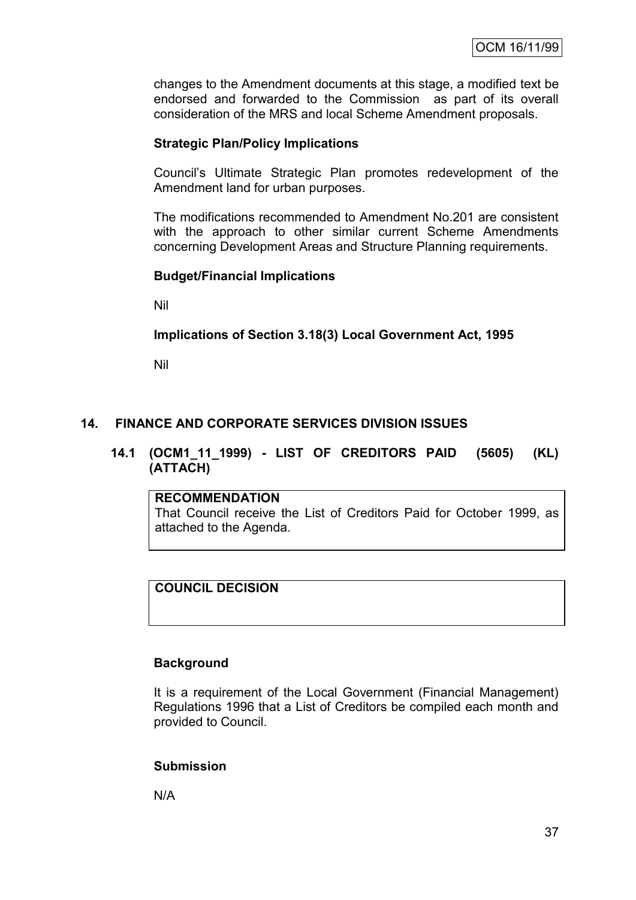changes to the Amendment documents at this stage, a modified text be endorsed and forwarded to the Commission as part of its overall consideration of the MRS and local Scheme Amendment proposals.

**Strategic Plan/Policy Implications**

Council's Ultimate Strategic Plan promotes redevelopment of the Amendment land for urban purposes.

The modifications recommended to Amendment No.201 are consistent with the approach to other similar current Scheme Amendments concerning Development Areas and Structure Planning requirements.

**Budget/Financial Implications**

Nil

**Implications of Section 3.18(3) Local Government Act, 1995**

Nil

## 14. FINANCE AND CORPORATE SERVICES DIVISION ISSUES

### 14.1 (OCM1_11_1999) - LIST OF CREDITORS PAID (5605) (KL) (ATTACH)

**RECOMMENDATION**
That Council receive the List of Creditors Paid for October 1999, as attached to the Agenda.

**COUNCIL DECISION**

**Background**

It is a requirement of the Local Government (Financial Management) Regulations 1996 that a List of Creditors be compiled each month and provided to Council.

**Submission**

N/A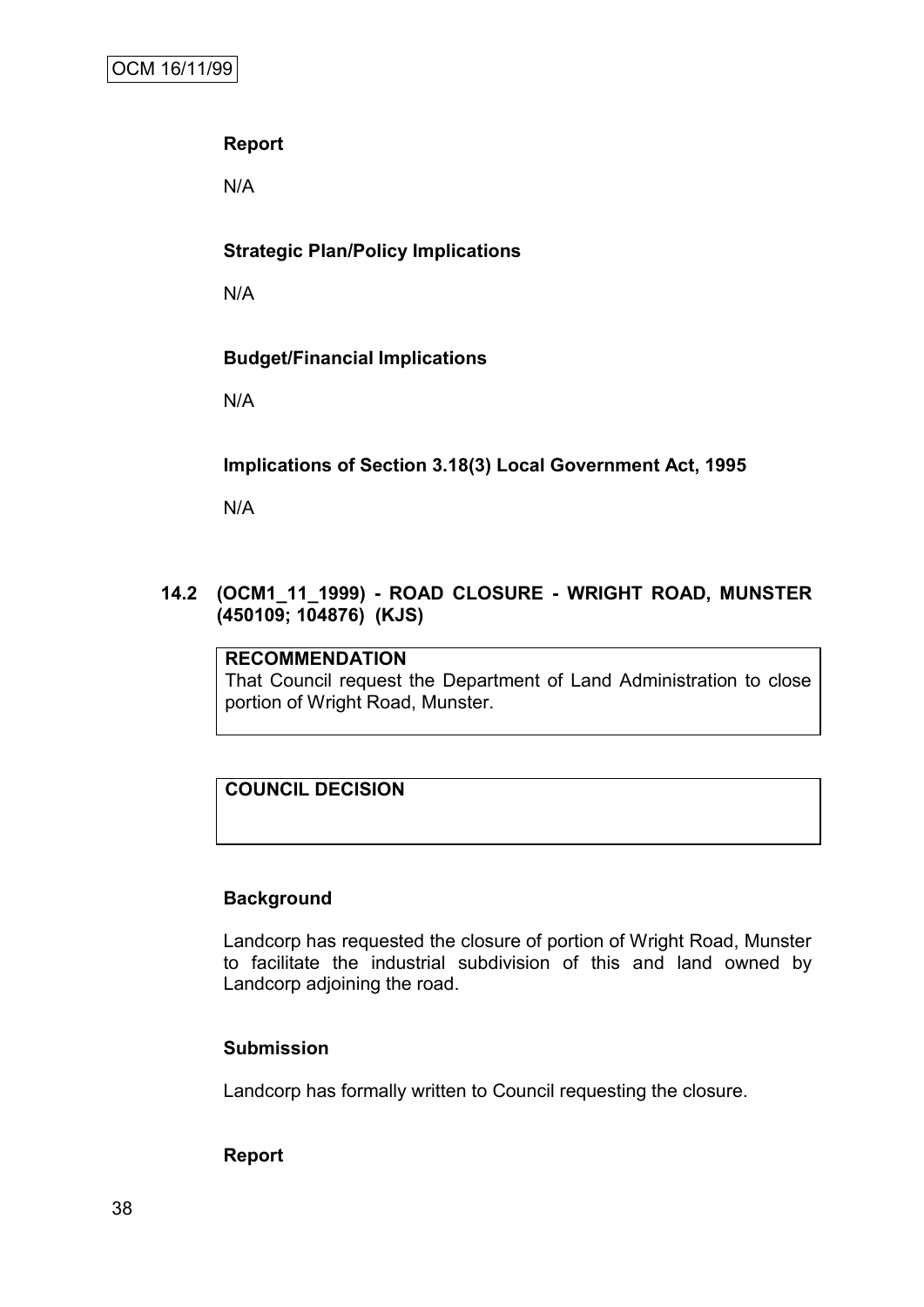**Report**

N/A

**Strategic Plan/Policy Implications**

N/A

**Budget/Financial Implications**

N/A

**Implications of Section 3.18(3) Local Government Act, 1995**

N/A

## 14.2 (OCM1_11_1999) - ROAD CLOSURE - WRIGHT ROAD, MUNSTER (450109; 104876) (KJS)

**RECOMMENDATION**

That Council request the Department of Land Administration to close portion of Wright Road, Munster.

**COUNCIL DECISION**

**Background**

Landcorp has requested the closure of portion of Wright Road, Munster to facilitate the industrial subdivision of this and land owned by Landcorp adjoining the road.

**Submission**

Landcorp has formally written to Council requesting the closure.

**Report**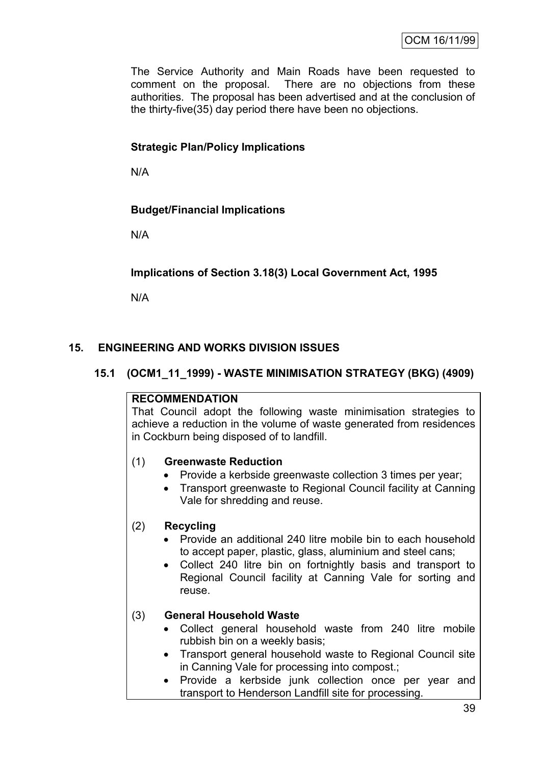The Service Authority and Main Roads have been requested to comment on the proposal. There are no objections from these authorities. The proposal has been advertised and at the conclusion of the thirty-five(35) day period there have been no objections.

**Strategic Plan/Policy Implications**

N/A

**Budget/Financial Implications**

N/A

**Implications of Section 3.18(3) Local Government Act, 1995**

N/A

## 15. ENGINEERING AND WORKS DIVISION ISSUES

### 15.1 (OCM1_11_1999) - WASTE MINIMISATION STRATEGY (BKG) (4909)

**RECOMMENDATION**

That Council adopt the following waste minimisation strategies to achieve a reduction in the volume of waste generated from residences in Cockburn being disposed of to landfill.

(1) **Greenwaste Reduction**

- Provide a kerbside greenwaste collection 3 times per year;
- Transport greenwaste to Regional Council facility at Canning Vale for shredding and reuse.

(2) **Recycling**

- Provide an additional 240 litre mobile bin to each household to accept paper, plastic, glass, aluminium and steel cans;
- Collect 240 litre bin on fortnightly basis and transport to Regional Council facility at Canning Vale for sorting and reuse.

(3) **General Household Waste**

- Collect general household waste from 240 litre mobile rubbish bin on a weekly basis;
- Transport general household waste to Regional Council site in Canning Vale for processing into compost.;
- Provide a kerbside junk collection once per year and transport to Henderson Landfill site for processing.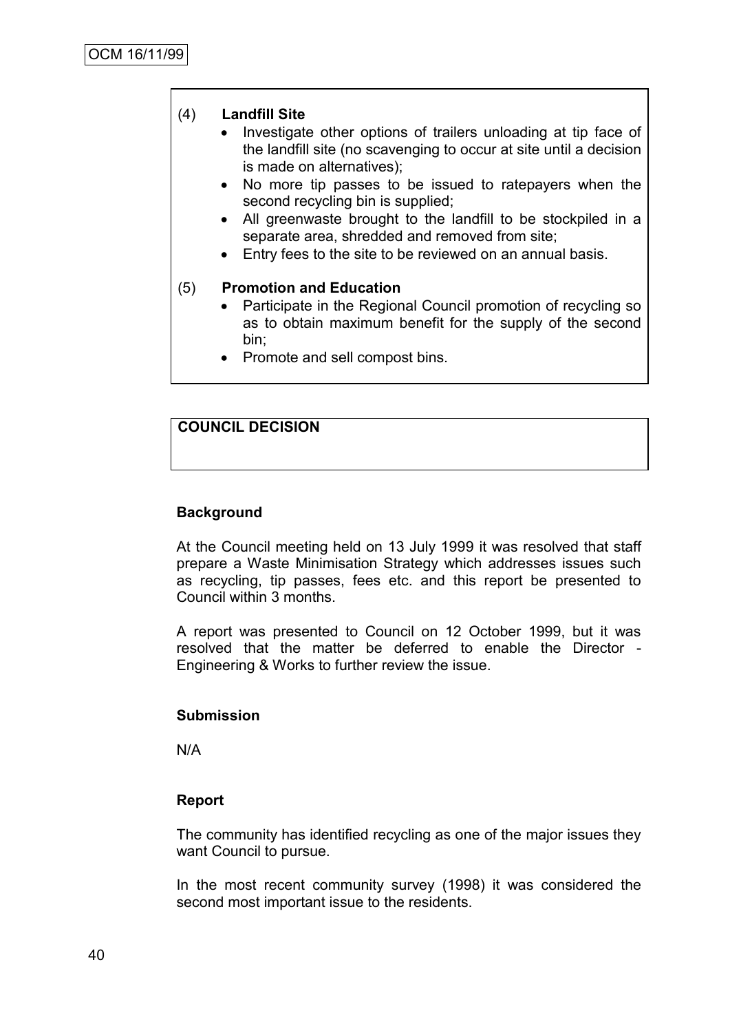(4) **Landfill Site**

- Investigate other options of trailers unloading at tip face of the landfill site (no scavenging to occur at site until a decision is made on alternatives);
- No more tip passes to be issued to ratepayers when the second recycling bin is supplied;
- All greenwaste brought to the landfill to be stockpiled in a separate area, shredded and removed from site;
- Entry fees to the site to be reviewed on an annual basis.

(5) **Promotion and Education**

- Participate in the Regional Council promotion of recycling so as to obtain maximum benefit for the supply of the second bin;
- Promote and sell compost bins.

**COUNCIL DECISION**

**Background**

At the Council meeting held on 13 July 1999 it was resolved that staff prepare a Waste Minimisation Strategy which addresses issues such as recycling, tip passes, fees etc. and this report be presented to Council within 3 months.

A report was presented to Council on 12 October 1999, but it was resolved that the matter be deferred to enable the Director - Engineering & Works to further review the issue.

**Submission**

N/A

**Report**

The community has identified recycling as one of the major issues they want Council to pursue.

In the most recent community survey (1998) it was considered the second most important issue to the residents.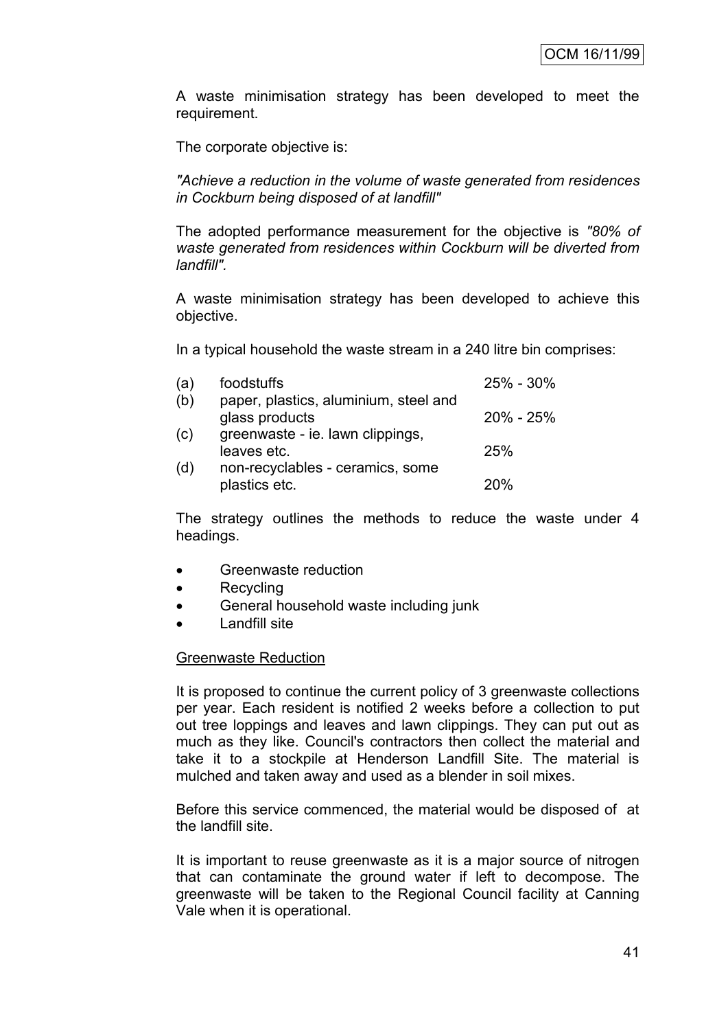A waste minimisation strategy has been developed to meet the requirement.

The corporate objective is:

*"Achieve a reduction in the volume of waste generated from residences in Cockburn being disposed of at landfill"*

The adopted performance measurement for the objective is *"80% of waste generated from residences within Cockburn will be diverted from landfill".*

A waste minimisation strategy has been developed to achieve this objective.

In a typical household the waste stream in a 240 litre bin comprises:

| | | |
|---|---|---|
| (a) | foodstuffs | 25% - 30% |
| (b) | paper, plastics, aluminium, steel and glass products | 20% - 25% |
| (c) | greenwaste - ie. lawn clippings, leaves etc. | 25% |
| (d) | non-recyclables - ceramics, some plastics etc. | 20% |

The strategy outlines the methods to reduce the waste under 4 headings.

- Greenwaste reduction
- Recycling
- General household waste including junk
- Landfill site

<u>Greenwaste Reduction</u>

It is proposed to continue the current policy of 3 greenwaste collections per year. Each resident is notified 2 weeks before a collection to put out tree loppings and leaves and lawn clippings. They can put out as much as they like. Council's contractors then collect the material and take it to a stockpile at Henderson Landfill Site. The material is mulched and taken away and used as a blender in soil mixes.

Before this service commenced, the material would be disposed of at the landfill site.

It is important to reuse greenwaste as it is a major source of nitrogen that can contaminate the ground water if left to decompose. The greenwaste will be taken to the Regional Council facility at Canning Vale when it is operational.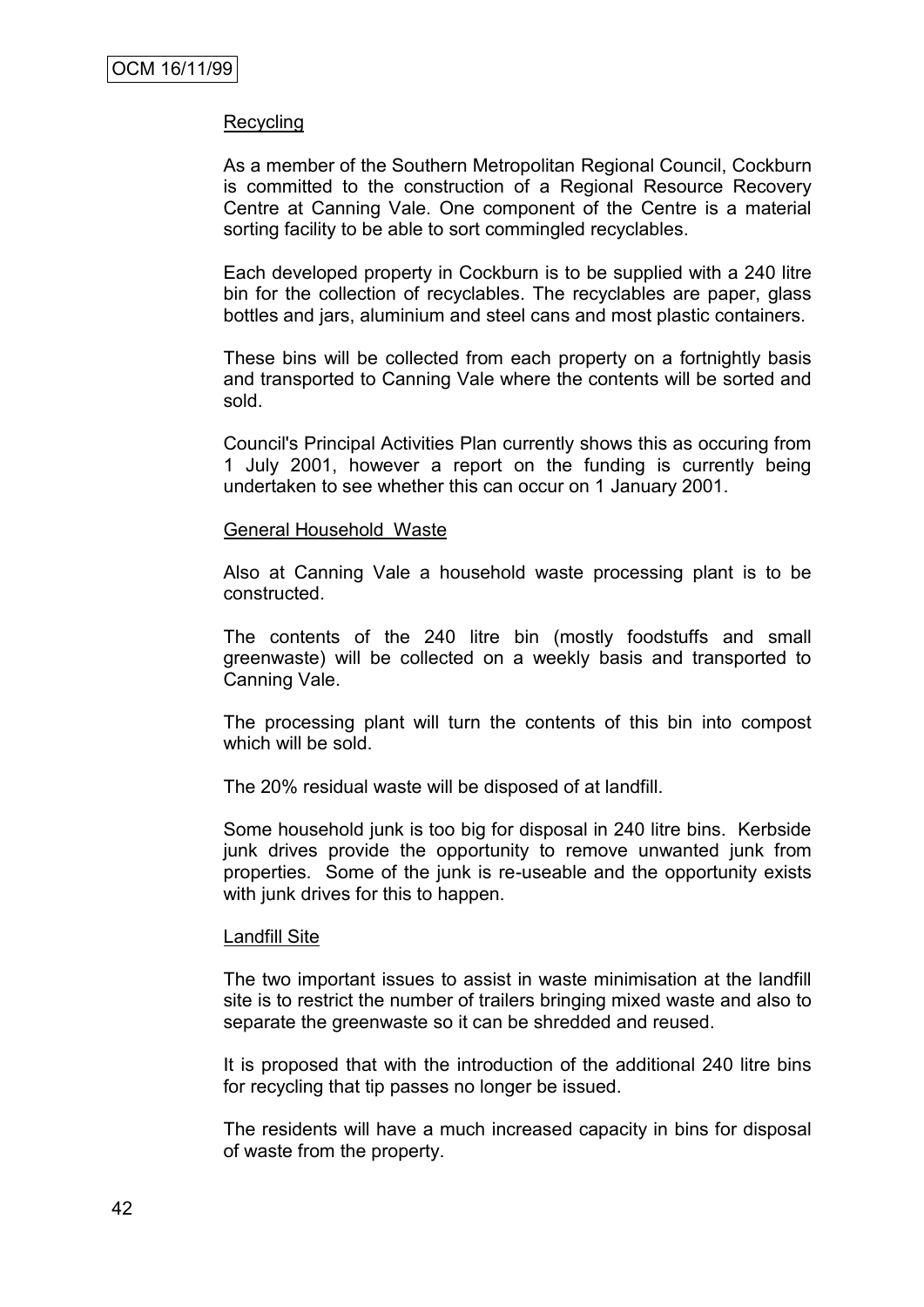Recycling

As a member of the Southern Metropolitan Regional Council, Cockburn is committed to the construction of a Regional Resource Recovery Centre at Canning Vale. One component of the Centre is a material sorting facility to be able to sort commingled recyclables.

Each developed property in Cockburn is to be supplied with a 240 litre bin for the collection of recyclables. The recyclables are paper, glass bottles and jars, aluminium and steel cans and most plastic containers.

These bins will be collected from each property on a fortnightly basis and transported to Canning Vale where the contents will be sorted and sold.

Council's Principal Activities Plan currently shows this as occuring from 1 July 2001, however a report on the funding is currently being undertaken to see whether this can occur on 1 January 2001.

General Household Waste

Also at Canning Vale a household waste processing plant is to be constructed.

The contents of the 240 litre bin (mostly foodstuffs and small greenwaste) will be collected on a weekly basis and transported to Canning Vale.

The processing plant will turn the contents of this bin into compost which will be sold.

The 20% residual waste will be disposed of at landfill.

Some household junk is too big for disposal in 240 litre bins. Kerbside junk drives provide the opportunity to remove unwanted junk from properties. Some of the junk is re-useable and the opportunity exists with junk drives for this to happen.

Landfill Site

The two important issues to assist in waste minimisation at the landfill site is to restrict the number of trailers bringing mixed waste and also to separate the greenwaste so it can be shredded and reused.

It is proposed that with the introduction of the additional 240 litre bins for recycling that tip passes no longer be issued.

The residents will have a much increased capacity in bins for disposal of waste from the property.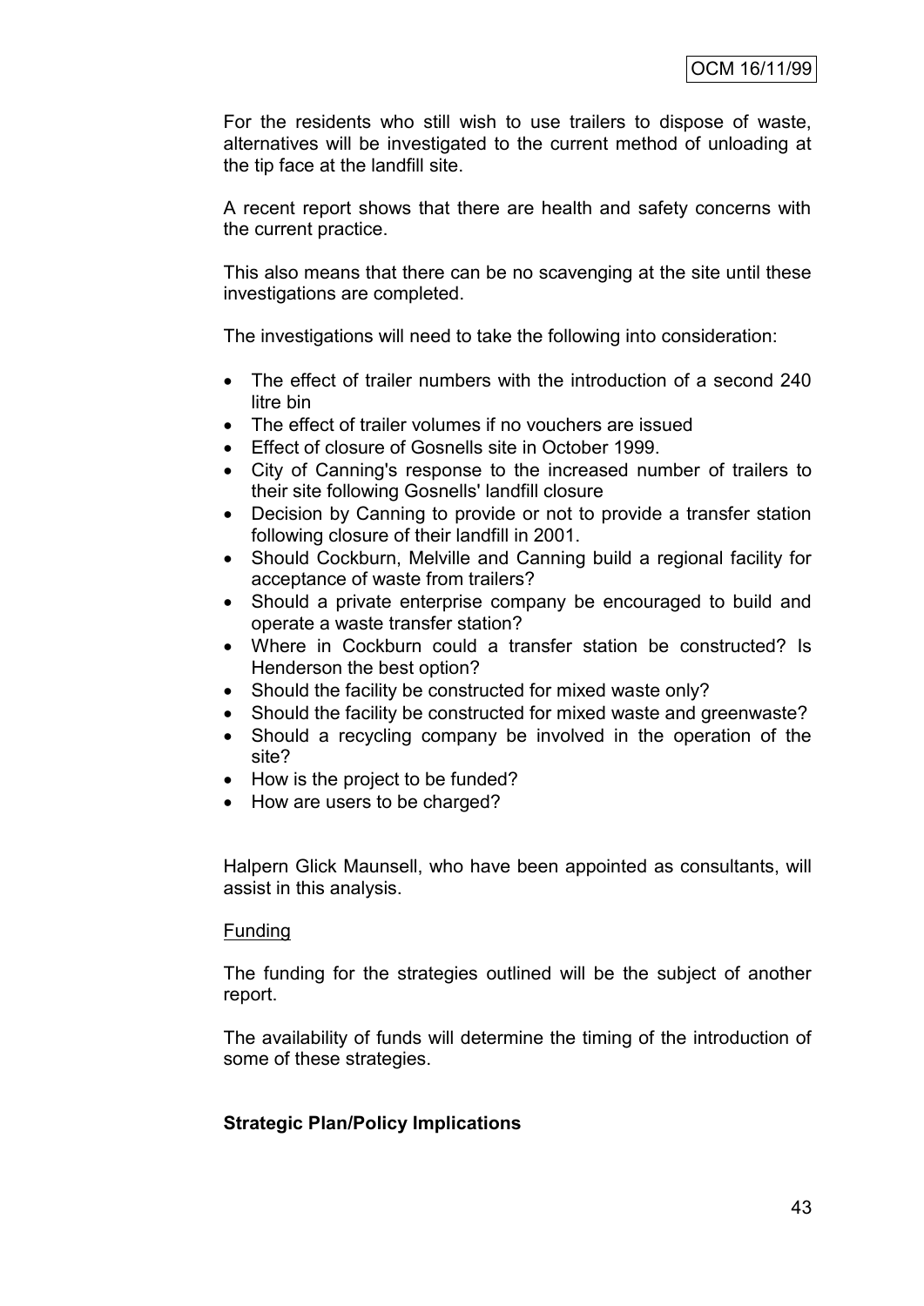For the residents who still wish to use trailers to dispose of waste, alternatives will be investigated to the current method of unloading at the tip face at the landfill site.

A recent report shows that there are health and safety concerns with the current practice.

This also means that there can be no scavenging at the site until these investigations are completed.

The investigations will need to take the following into consideration:

- The effect of trailer numbers with the introduction of a second 240 litre bin
- The effect of trailer volumes if no vouchers are issued
- Effect of closure of Gosnells site in October 1999.
- City of Canning's response to the increased number of trailers to their site following Gosnells' landfill closure
- Decision by Canning to provide or not to provide a transfer station following closure of their landfill in 2001.
- Should Cockburn, Melville and Canning build a regional facility for acceptance of waste from trailers?
- Should a private enterprise company be encouraged to build and operate a waste transfer station?
- Where in Cockburn could a transfer station be constructed? Is Henderson the best option?
- Should the facility be constructed for mixed waste only?
- Should the facility be constructed for mixed waste and greenwaste?
- Should a recycling company be involved in the operation of the site?
- How is the project to be funded?
- How are users to be charged?

Halpern Glick Maunsell, who have been appointed as consultants, will assist in this analysis.

Funding

The funding for the strategies outlined will be the subject of another report.

The availability of funds will determine the timing of the introduction of some of these strategies.

**Strategic Plan/Policy Implications**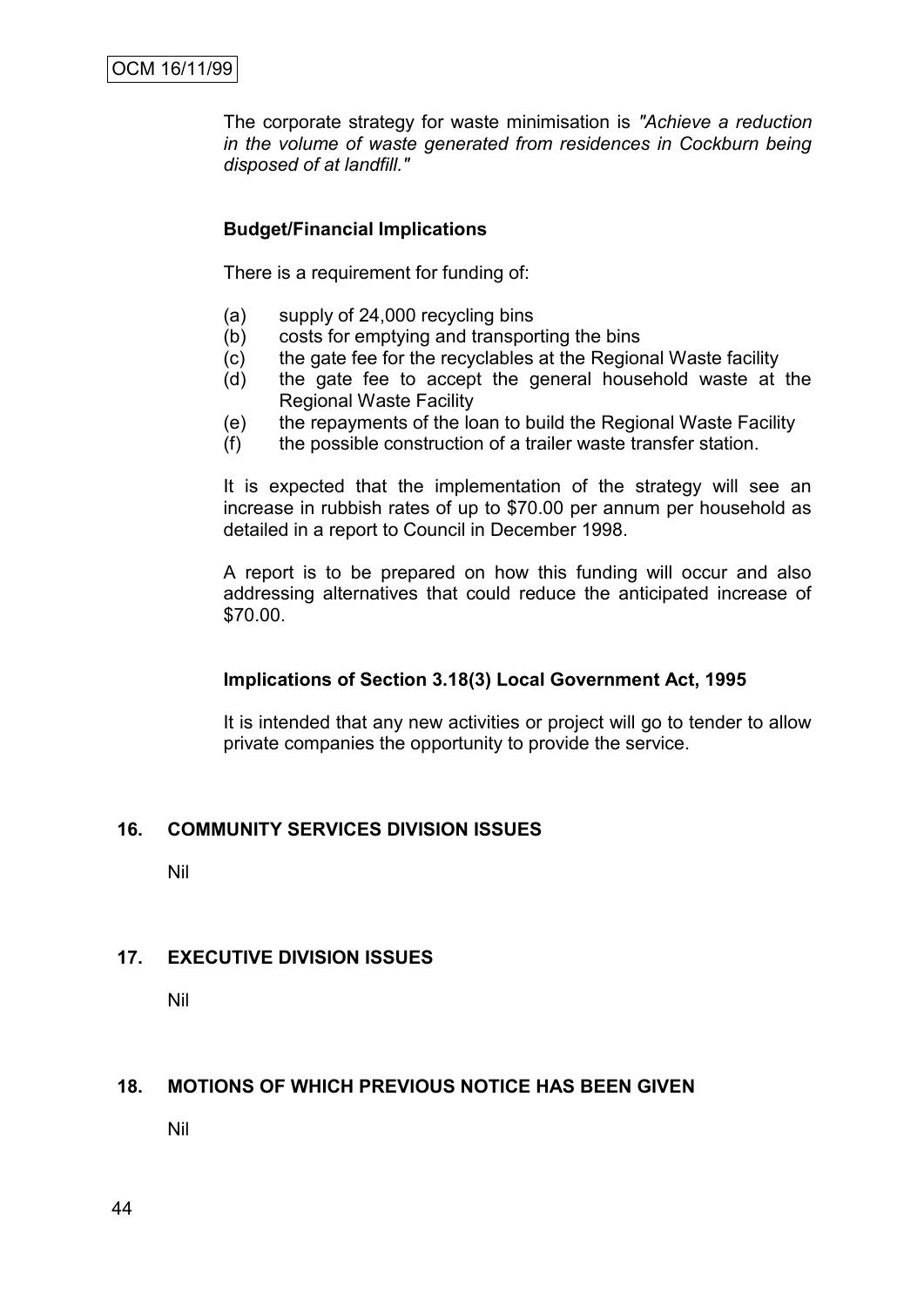The corporate strategy for waste minimisation is *"Achieve a reduction in the volume of waste generated from residences in Cockburn being disposed of at landfill."*

**Budget/Financial Implications**

There is a requirement for funding of:

(a) supply of 24,000 recycling bins
(b) costs for emptying and transporting the bins
(c) the gate fee for the recyclables at the Regional Waste facility
(d) the gate fee to accept the general household waste at the Regional Waste Facility
(e) the repayments of the loan to build the Regional Waste Facility
(f) the possible construction of a trailer waste transfer station.

It is expected that the implementation of the strategy will see an increase in rubbish rates of up to $70.00 per annum per household as detailed in a report to Council in December 1998.

A report is to be prepared on how this funding will occur and also addressing alternatives that could reduce the anticipated increase of $70.00.

**Implications of Section 3.18(3) Local Government Act, 1995**

It is intended that any new activities or project will go to tender to allow private companies the opportunity to provide the service.

## 16. COMMUNITY SERVICES DIVISION ISSUES

Nil

## 17. EXECUTIVE DIVISION ISSUES

Nil

## 18. MOTIONS OF WHICH PREVIOUS NOTICE HAS BEEN GIVEN

Nil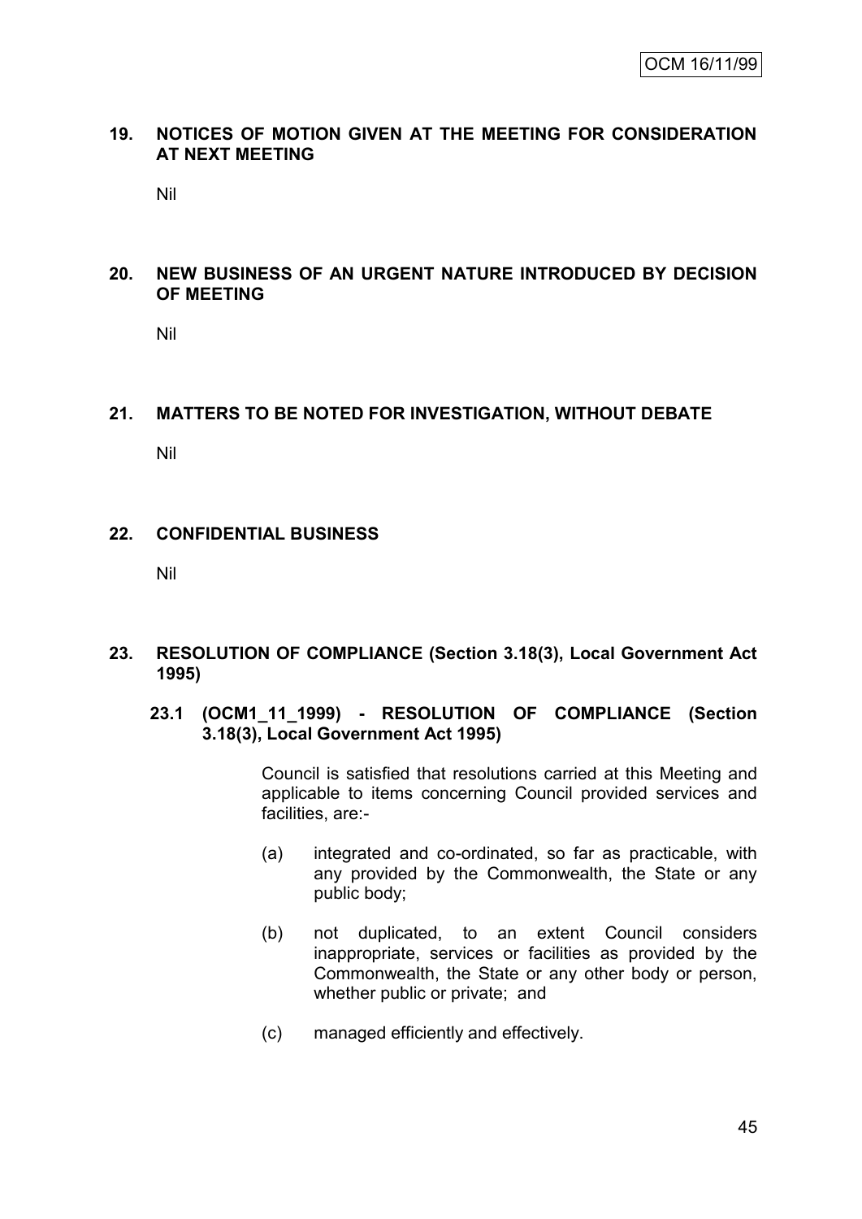## 19. NOTICES OF MOTION GIVEN AT THE MEETING FOR CONSIDERATION AT NEXT MEETING

Nil

## 20. NEW BUSINESS OF AN URGENT NATURE INTRODUCED BY DECISION OF MEETING

Nil

## 21. MATTERS TO BE NOTED FOR INVESTIGATION, WITHOUT DEBATE

Nil

## 22. CONFIDENTIAL BUSINESS

Nil

## 23. RESOLUTION OF COMPLIANCE (Section 3.18(3), Local Government Act 1995)

### 23.1 (OCM1_11_1999) - RESOLUTION OF COMPLIANCE (Section 3.18(3), Local Government Act 1995)

Council is satisfied that resolutions carried at this Meeting and applicable to items concerning Council provided services and facilities, are:-

(a) integrated and co-ordinated, so far as practicable, with any provided by the Commonwealth, the State or any public body;

(b) not duplicated, to an extent Council considers inappropriate, services or facilities as provided by the Commonwealth, the State or any other body or person, whether public or private; and

(c) managed efficiently and effectively.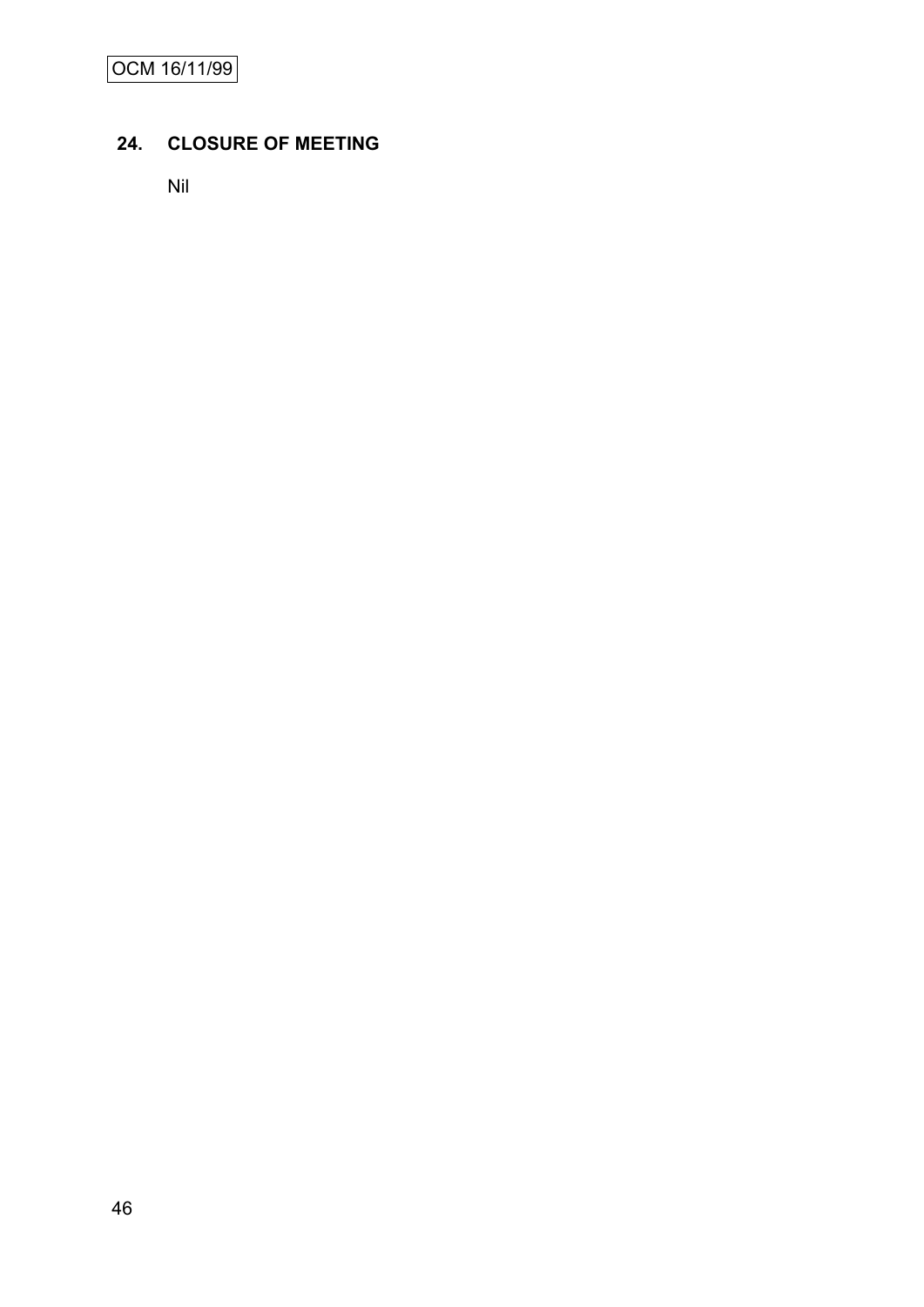## 24. CLOSURE OF MEETING

Nil